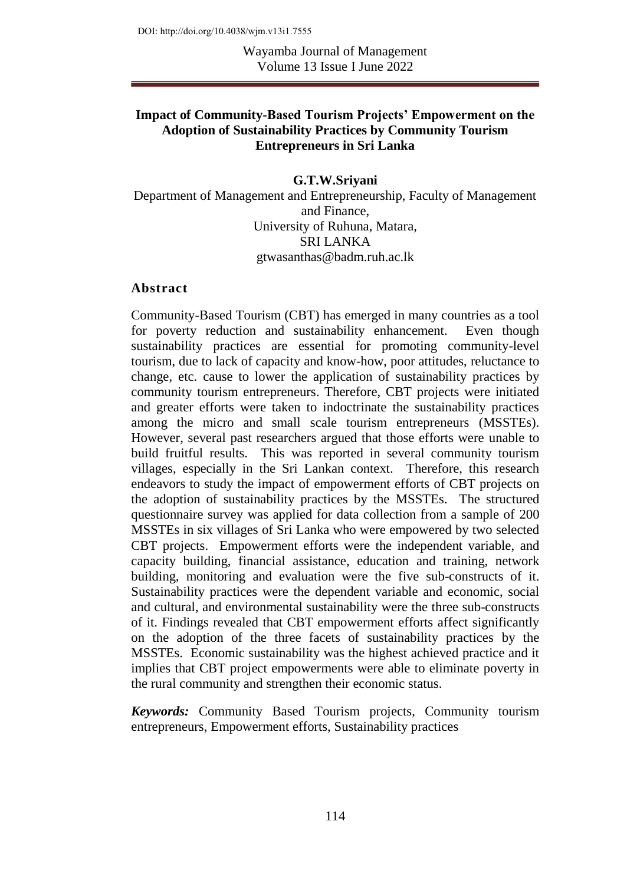DOI: http://doi.org/10.4038/wjm.v13i1.7555

# Impact of Community-Based Tourism Projects' Empowerment on the Adoption of Sustainability Practices by Community Tourism Entrepreneurs in Sri Lanka

**G.T.W.Sriyani**

Department of Management and Entrepreneurship, Faculty of Management and Finance,
University of Ruhuna, Matara,
SRI LANKA
gtwasanthas@badm.ruh.ac.lk

## Abstract

Community-Based Tourism (CBT) has emerged in many countries as a tool for poverty reduction and sustainability enhancement. Even though sustainability practices are essential for promoting community-level tourism, due to lack of capacity and know-how, poor attitudes, reluctance to change, etc. cause to lower the application of sustainability practices by community tourism entrepreneurs. Therefore, CBT projects were initiated and greater efforts were taken to indoctrinate the sustainability practices among the micro and small scale tourism entrepreneurs (MSSTEs). However, several past researchers argued that those efforts were unable to build fruitful results. This was reported in several community tourism villages, especially in the Sri Lankan context. Therefore, this research endeavors to study the impact of empowerment efforts of CBT projects on the adoption of sustainability practices by the MSSTEs. The structured questionnaire survey was applied for data collection from a sample of 200 MSSTEs in six villages of Sri Lanka who were empowered by two selected CBT projects. Empowerment efforts were the independent variable, and capacity building, financial assistance, education and training, network building, monitoring and evaluation were the five sub-constructs of it. Sustainability practices were the dependent variable and economic, social and cultural, and environmental sustainability were the three sub-constructs of it. Findings revealed that CBT empowerment efforts affect significantly on the adoption of the three facets of sustainability practices by the MSSTEs. Economic sustainability was the highest achieved practice and it implies that CBT project empowerments were able to eliminate poverty in the rural community and strengthen their economic status.

***Keywords:*** Community Based Tourism projects, Community tourism entrepreneurs, Empowerment efforts, Sustainability practices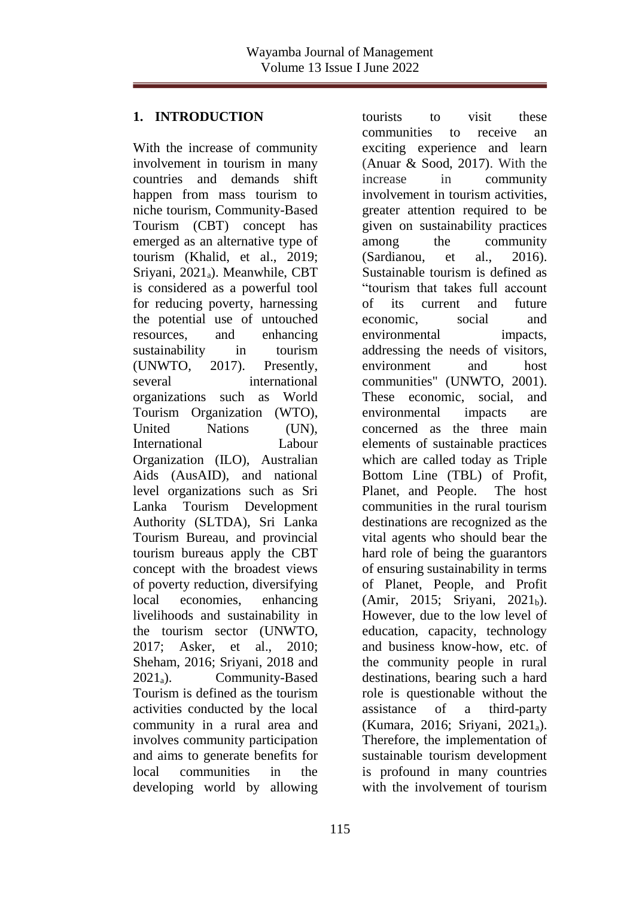## 1. INTRODUCTION

With the increase of community involvement in tourism in many countries and demands shift happen from mass tourism to niche tourism, Community-Based Tourism (CBT) concept has emerged as an alternative type of tourism (Khalid, et al., 2019; Sriyani, $2021_a$). Meanwhile, CBT is considered as a powerful tool for reducing poverty, harnessing the potential use of untouched resources, and enhancing sustainability in tourism (UNWTO, 2017). Presently, several international organizations such as World Tourism Organization (WTO), United Nations (UN), International Labour Organization (ILO), Australian Aids (AusAID), and national level organizations such as Sri Lanka Tourism Development Authority (SLTDA), Sri Lanka Tourism Bureau, and provincial tourism bureaus apply the CBT concept with the broadest views of poverty reduction, diversifying local economies, enhancing livelihoods and sustainability in the tourism sector (UNWTO, 2017; Asker, et al., 2010; Sheham, 2016; Sriyani, 2018 and $2021_a$). Community-Based Tourism is defined as the tourism activities conducted by the local community in a rural area and involves community participation and aims to generate benefits for local communities in the developing world by allowing tourists to visit these communities to receive an exciting experience and learn (Anuar & Sood, 2017). With the increase in community involvement in tourism activities, greater attention required to be given on sustainability practices among the community (Sardianou, et al., 2016). Sustainable tourism is defined as "tourism that takes full account of its current and future economic, social and environmental impacts, addressing the needs of visitors, environment and host communities" (UNWTO, 2001). These economic, social, and environmental impacts are concerned as the three main elements of sustainable practices which are called today as Triple Bottom Line (TBL) of Profit, Planet, and People. The host communities in the rural tourism destinations are recognized as the vital agents who should bear the hard role of being the guarantors of ensuring sustainability in terms of Planet, People, and Profit (Amir, 2015; Sriyani, $2021_b$). However, due to the low level of education, capacity, technology and business know-how, etc. of the community people in rural destinations, bearing such a hard role is questionable without the assistance of a third-party (Kumara, 2016; Sriyani, $2021_a$). Therefore, the implementation of sustainable tourism development is profound in many countries with the involvement of tourism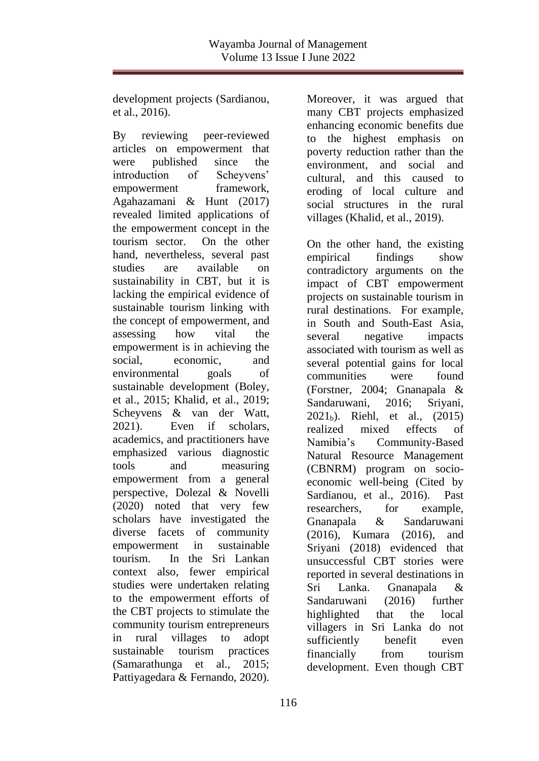development projects (Sardianou, et al., 2016).

By reviewing peer-reviewed articles on empowerment that were published since the introduction of Scheyvens' empowerment framework, Agahazamani & Hunt (2017) revealed limited applications of the empowerment concept in the tourism sector. On the other hand, nevertheless, several past studies are available on sustainability in CBT, but it is lacking the empirical evidence of sustainable tourism linking with the concept of empowerment, and assessing how vital the empowerment is in achieving the social, economic, and environmental goals of sustainable development (Boley, et al., 2015; Khalid, et al., 2019; Scheyvens & van der Watt, 2021). Even if scholars, academics, and practitioners have emphasized various diagnostic tools and measuring empowerment from a general perspective, Dolezal & Novelli (2020) noted that very few scholars have investigated the diverse facets of community empowerment in sustainable tourism. In the Sri Lankan context also, fewer empirical studies were undertaken relating to the empowerment efforts of the CBT projects to stimulate the community tourism entrepreneurs in rural villages to adopt sustainable tourism practices (Samarathunga et al., 2015; Pattiyagedara & Fernando, 2020). Moreover, it was argued that many CBT projects emphasized enhancing economic benefits due to the highest emphasis on poverty reduction rather than the environment, and social and cultural, and this caused to eroding of local culture and social structures in the rural villages (Khalid, et al., 2019).

On the other hand, the existing empirical findings show contradictory arguments on the impact of CBT empowerment projects on sustainable tourism in rural destinations. For example, in South and South-East Asia, several negative impacts associated with tourism as well as several potential gains for local communities were found (Forstner, 2004; Gnanapala & Sandaruwani, 2016; Sriyani, $2021_b$). Riehl, et al., (2015) realized mixed effects of Namibia's Community-Based Natural Resource Management (CBNRM) program on socio-economic well-being (Cited by Sardianou, et al., 2016). Past researchers, for example, Gnanapala & Sandaruwani (2016), Kumara (2016), and Sriyani (2018) evidenced that unsuccessful CBT stories were reported in several destinations in Sri Lanka. Gnanapala & Sandaruwani (2016) further highlighted that the local villagers in Sri Lanka do not sufficiently benefit even financially from tourism development. Even though CBT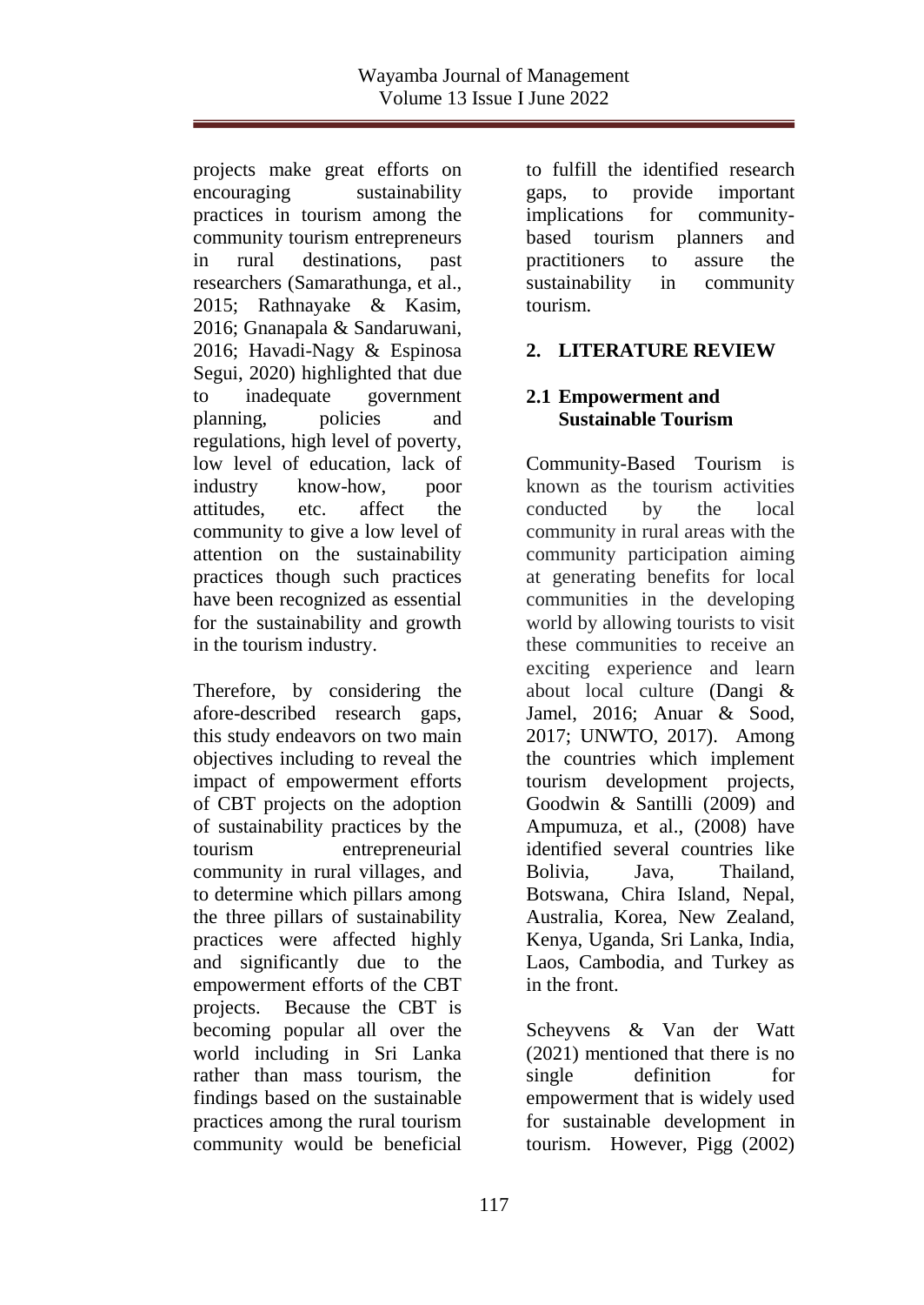projects make great efforts on encouraging sustainability practices in tourism among the community tourism entrepreneurs in rural destinations, past researchers (Samarathunga, et al., 2015; Rathnayake & Kasim, 2016; Gnanapala & Sandaruwani, 2016; Havadi-Nagy & Espinosa Segui, 2020) highlighted that due to inadequate government planning, policies and regulations, high level of poverty, low level of education, lack of industry know-how, poor attitudes, etc. affect the community to give a low level of attention on the sustainability practices though such practices have been recognized as essential for the sustainability and growth in the tourism industry.

Therefore, by considering the afore-described research gaps, this study endeavors on two main objectives including to reveal the impact of empowerment efforts of CBT projects on the adoption of sustainability practices by the tourism entrepreneurial community in rural villages, and to determine which pillars among the three pillars of sustainability practices were affected highly and significantly due to the empowerment efforts of the CBT projects. Because the CBT is becoming popular all over the world including in Sri Lanka rather than mass tourism, the findings based on the sustainable practices among the rural tourism community would be beneficial to fulfill the identified research gaps, to provide important implications for community-based tourism planners and practitioners to assure the sustainability in community tourism.

## 2. LITERATURE REVIEW

### 2.1 Empowerment and Sustainable Tourism

Community-Based Tourism is known as the tourism activities conducted by the local community in rural areas with the community participation aiming at generating benefits for local communities in the developing world by allowing tourists to visit these communities to receive an exciting experience and learn about local culture (Dangi & Jamel, 2016; Anuar & Sood, 2017; UNWTO, 2017). Among the countries which implement tourism development projects, Goodwin & Santilli (2009) and Ampumuza, et al., (2008) have identified several countries like Bolivia, Java, Thailand, Botswana, Chira Island, Nepal, Australia, Korea, New Zealand, Kenya, Uganda, Sri Lanka, India, Laos, Cambodia, and Turkey as in the front.

Scheyvens & Van der Watt (2021) mentioned that there is no single definition for empowerment that is widely used for sustainable development in tourism. However, Pigg (2002)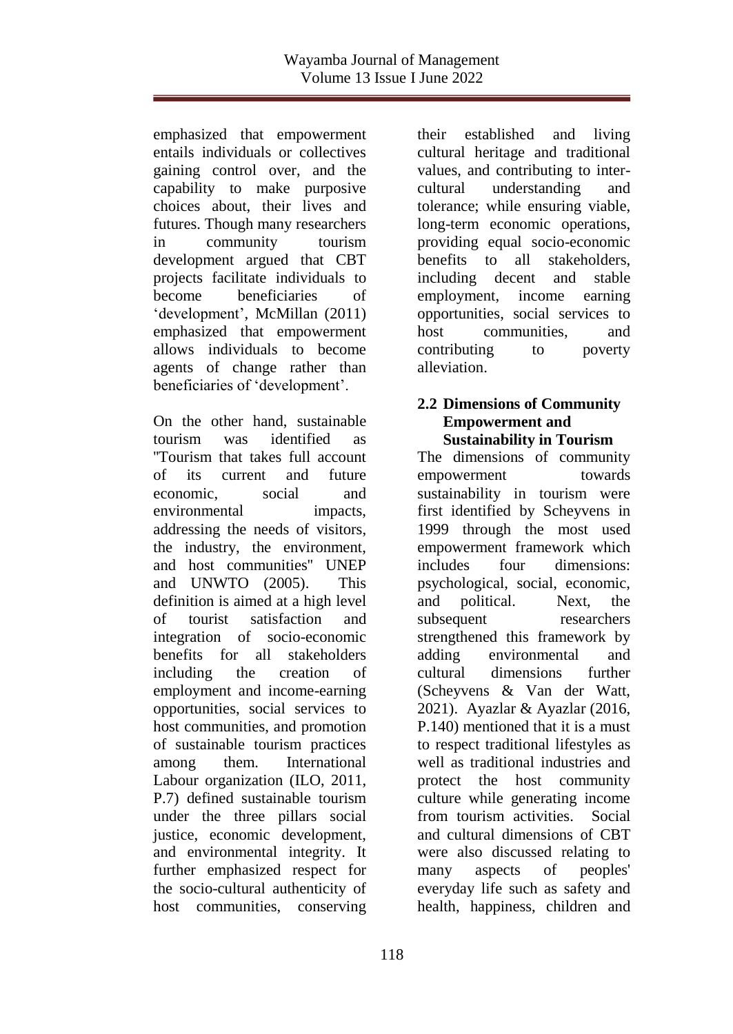emphasized that empowerment entails individuals or collectives gaining control over, and the capability to make purposive choices about, their lives and futures. Though many researchers in community tourism development argued that CBT projects facilitate individuals to become beneficiaries of 'development', McMillan (2011) emphasized that empowerment allows individuals to become agents of change rather than beneficiaries of 'development'.

On the other hand, sustainable tourism was identified as "Tourism that takes full account of its current and future economic, social and environmental impacts, addressing the needs of visitors, the industry, the environment, and host communities" UNEP and UNWTO (2005). This definition is aimed at a high level of tourist satisfaction and integration of socio-economic benefits for all stakeholders including the creation of employment and income-earning opportunities, social services to host communities, and promotion of sustainable tourism practices among them. International Labour organization (ILO, 2011, P.7) defined sustainable tourism under the three pillars social justice, economic development, and environmental integrity. It further emphasized respect for the socio-cultural authenticity of host communities, conserving their established and living cultural heritage and traditional values, and contributing to inter-cultural understanding and tolerance; while ensuring viable, long-term economic operations, providing equal socio-economic benefits to all stakeholders, including decent and stable employment, income earning opportunities, social services to host communities, and contributing to poverty alleviation.

## 2.2 Dimensions of Community Empowerment and Sustainability in Tourism

The dimensions of community empowerment towards sustainability in tourism were first identified by Scheyvens in 1999 through the most used empowerment framework which includes four dimensions: psychological, social, economic, and political. Next, the subsequent researchers strengthened this framework by adding environmental and cultural dimensions further (Scheyvens & Van der Watt, 2021). Ayazlar & Ayazlar (2016, P.140) mentioned that it is a must to respect traditional lifestyles as well as traditional industries and protect the host community culture while generating income from tourism activities. Social and cultural dimensions of CBT were also discussed relating to many aspects of peoples' everyday life such as safety and health, happiness, children and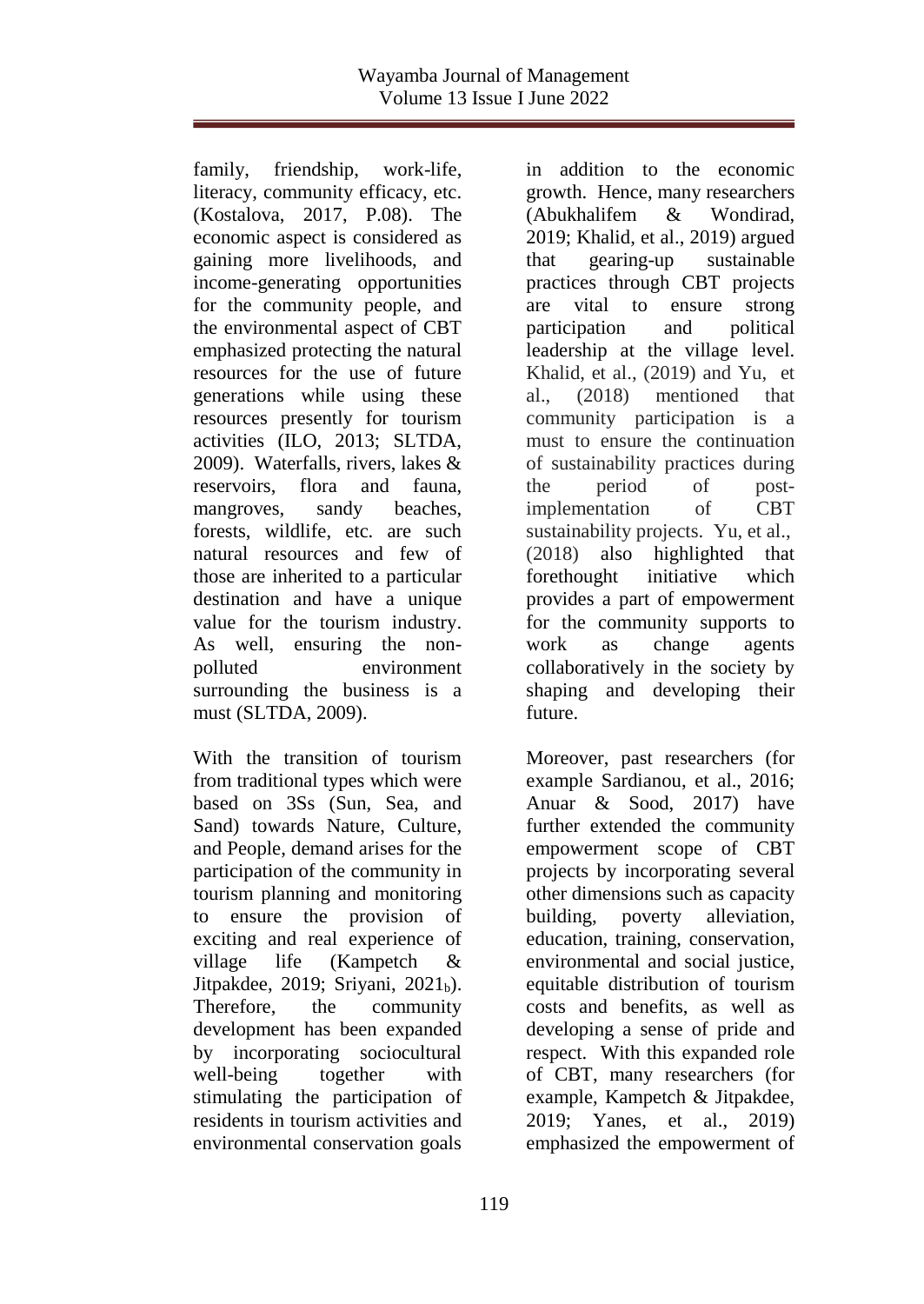family, friendship, work-life, literacy, community efficacy, etc. (Kostalova, 2017, P.08). The economic aspect is considered as gaining more livelihoods, and income-generating opportunities for the community people, and the environmental aspect of CBT emphasized protecting the natural resources for the use of future generations while using these resources presently for tourism activities (ILO, 2013; SLTDA, 2009). Waterfalls, rivers, lakes & reservoirs, flora and fauna, mangroves, sandy beaches, forests, wildlife, etc. are such natural resources and few of those are inherited to a particular destination and have a unique value for the tourism industry. As well, ensuring the non-polluted environment surrounding the business is a must (SLTDA, 2009).

With the transition of tourism from traditional types which were based on 3Ss (Sun, Sea, and Sand) towards Nature, Culture, and People, demand arises for the participation of the community in tourism planning and monitoring to ensure the provision of exciting and real experience of village life (Kampetch & Jitpakdee, 2019; Sriyani, $2021_b$). Therefore, the community development has been expanded by incorporating sociocultural well-being together with stimulating the participation of residents in tourism activities and environmental conservation goals in addition to the economic growth. Hence, many researchers (Abukhalifem & Wondirad, 2019; Khalid, et al., 2019) argued that gearing-up sustainable practices through CBT projects are vital to ensure strong participation and political leadership at the village level. Khalid, et al., (2019) and Yu, et al., (2018) mentioned that community participation is a must to ensure the continuation of sustainability practices during the period of post-implementation of CBT sustainability projects. Yu, et al., (2018) also highlighted that forethought initiative which provides a part of empowerment for the community supports to work as change agents collaboratively in the society by shaping and developing their future.

Moreover, past researchers (for example Sardianou, et al., 2016; Anuar & Sood, 2017) have further extended the community empowerment scope of CBT projects by incorporating several other dimensions such as capacity building, poverty alleviation, education, training, conservation, environmental and social justice, equitable distribution of tourism costs and benefits, as well as developing a sense of pride and respect. With this expanded role of CBT, many researchers (for example, Kampetch & Jitpakdee, 2019; Yanes, et al., 2019) emphasized the empowerment of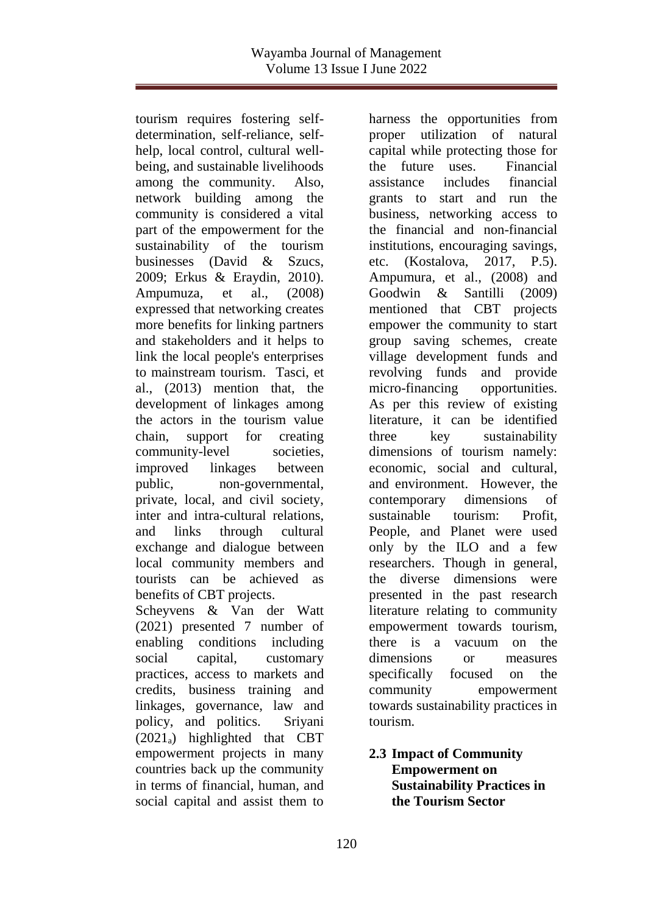tourism requires fostering self-determination, self-reliance, self-help, local control, cultural well-being, and sustainable livelihoods among the community. Also, network building among the community is considered a vital part of the empowerment for the sustainability of the tourism businesses (David & Szucs, 2009; Erkus & Eraydin, 2010). Ampumuza, et al., (2008) expressed that networking creates more benefits for linking partners and stakeholders and it helps to link the local people's enterprises to mainstream tourism. Tasci, et al., (2013) mention that, the development of linkages among the actors in the tourism value chain, support for creating community-level societies, improved linkages between public, non-governmental, private, local, and civil society, inter and intra-cultural relations, and links through cultural exchange and dialogue between local community members and tourists can be achieved as benefits of CBT projects.

Scheyvens & Van der Watt (2021) presented 7 number of enabling conditions including social capital, customary practices, access to markets and credits, business training and linkages, governance, law and policy, and politics. Sriyani ($2021_a$) highlighted that CBT empowerment projects in many countries back up the community in terms of financial, human, and social capital and assist them to harness the opportunities from proper utilization of natural capital while protecting those for the future uses. Financial assistance includes financial grants to start and run the business, networking access to the financial and non-financial institutions, encouraging savings, etc. (Kostalova, 2017, P.5). Ampumura, et al., (2008) and Goodwin & Santilli (2009) mentioned that CBT projects empower the community to start group saving schemes, create village development funds and revolving funds and provide micro-financing opportunities. As per this review of existing literature, it can be identified three key sustainability dimensions of tourism namely: economic, social and cultural, and environment. However, the contemporary dimensions of sustainable tourism: Profit, People, and Planet were used only by the ILO and a few researchers. Though in general, the diverse dimensions were presented in the past research literature relating to community empowerment towards tourism, there is a vacuum on the dimensions or measures specifically focused on the community empowerment towards sustainability practices in tourism.

## 2.3 Impact of Community Empowerment on Sustainability Practices in the Tourism Sector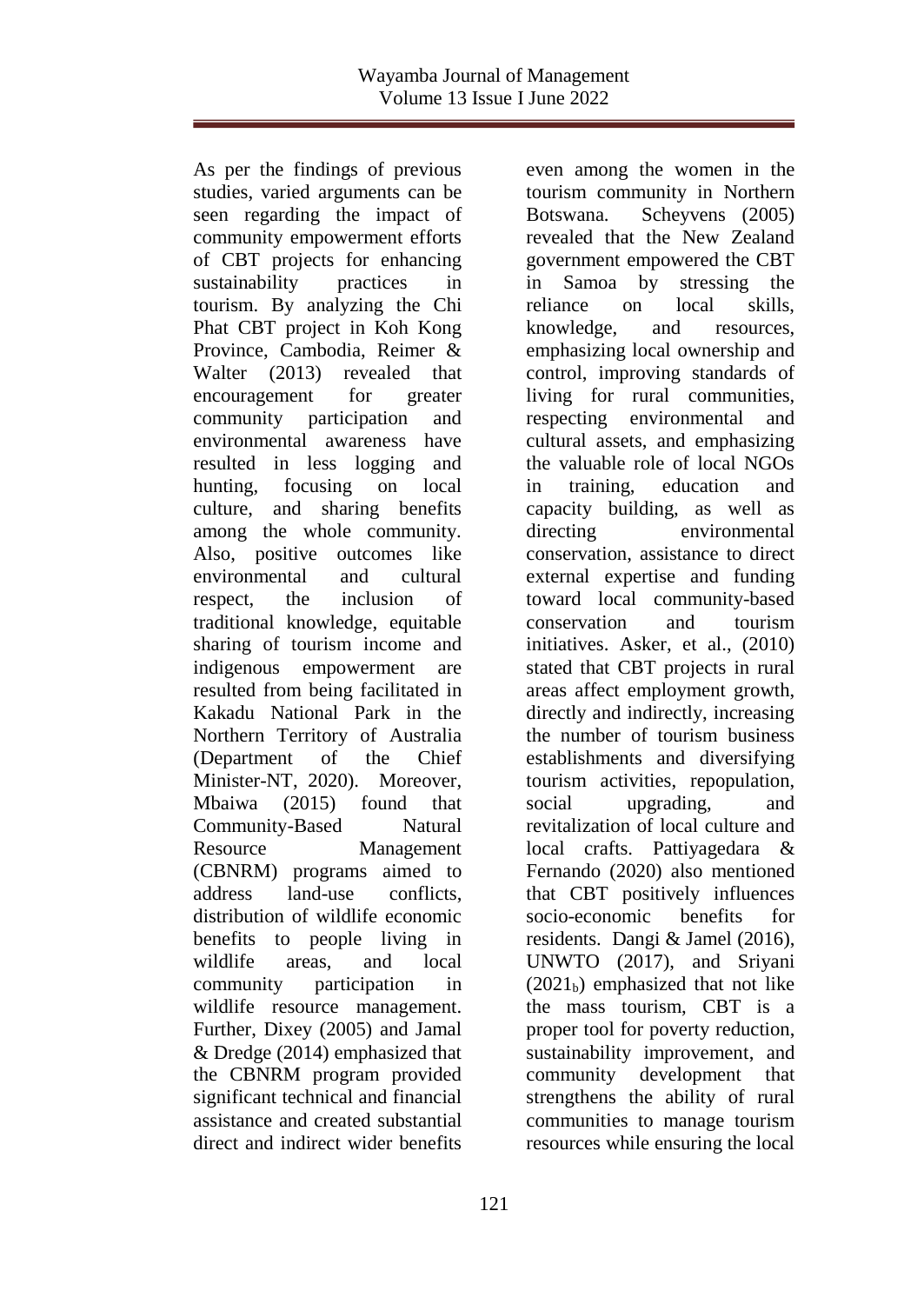As per the findings of previous studies, varied arguments can be seen regarding the impact of community empowerment efforts of CBT projects for enhancing sustainability practices in tourism. By analyzing the Chi Phat CBT project in Koh Kong Province, Cambodia, Reimer & Walter (2013) revealed that encouragement for greater community participation and environmental awareness have resulted in less logging and hunting, focusing on local culture, and sharing benefits among the whole community. Also, positive outcomes like environmental and cultural respect, the inclusion of traditional knowledge, equitable sharing of tourism income and indigenous empowerment are resulted from being facilitated in Kakadu National Park in the Northern Territory of Australia (Department of the Chief Minister-NT, 2020). Moreover, Mbaiwa (2015) found that Community-Based Natural Resource Management (CBNRM) programs aimed to address land-use conflicts, distribution of wildlife economic benefits to people living in wildlife areas, and local community participation in wildlife resource management. Further, Dixey (2005) and Jamal & Dredge (2014) emphasized that the CBNRM program provided significant technical and financial assistance and created substantial direct and indirect wider benefits even among the women in the tourism community in Northern Botswana. Scheyvens (2005) revealed that the New Zealand government empowered the CBT in Samoa by stressing the reliance on local skills, knowledge, and resources, emphasizing local ownership and control, improving standards of living for rural communities, respecting environmental and cultural assets, and emphasizing the valuable role of local NGOs in training, education and capacity building, as well as directing environmental conservation, assistance to direct external expertise and funding toward local community-based conservation and tourism initiatives. Asker, et al., (2010) stated that CBT projects in rural areas affect employment growth, directly and indirectly, increasing the number of tourism business establishments and diversifying tourism activities, repopulation, social upgrading, and revitalization of local culture and local crafts. Pattiyagedara & Fernando (2020) also mentioned that CBT positively influences socio-economic benefits for residents. Dangi & Jamel (2016), UNWTO (2017), and Sriyani ($2021_b$) emphasized that not like the mass tourism, CBT is a proper tool for poverty reduction, sustainability improvement, and community development that strengthens the ability of rural communities to manage tourism resources while ensuring the local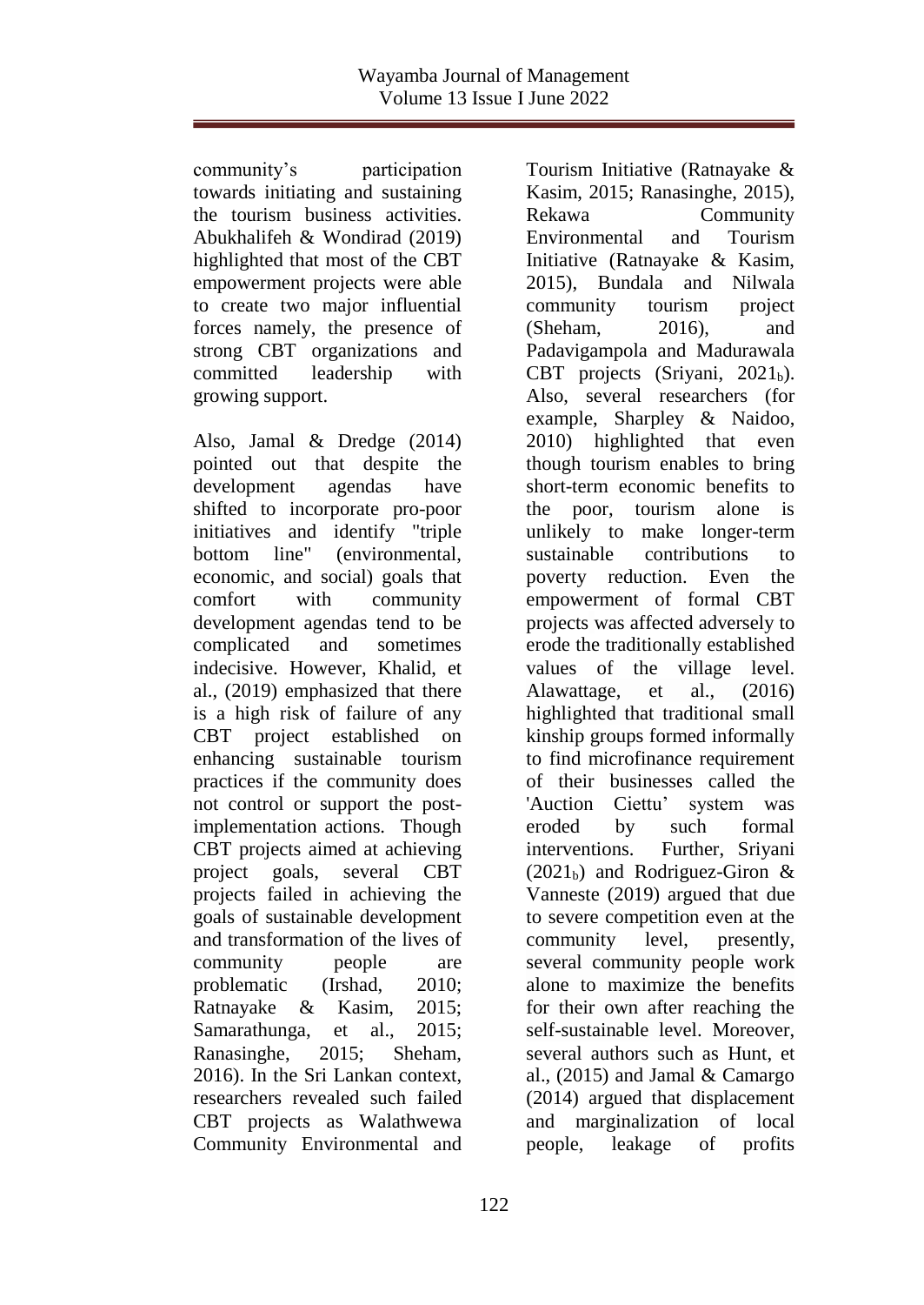community's participation towards initiating and sustaining the tourism business activities. Abukhalifeh & Wondirad (2019) highlighted that most of the CBT empowerment projects were able to create two major influential forces namely, the presence of strong CBT organizations and committed leadership with growing support.

Also, Jamal & Dredge (2014) pointed out that despite the development agendas have shifted to incorporate pro-poor initiatives and identify "triple bottom line" (environmental, economic, and social) goals that comfort with community development agendas tend to be complicated and sometimes indecisive. However, Khalid, et al., (2019) emphasized that there is a high risk of failure of any CBT project established on enhancing sustainable tourism practices if the community does not control or support the post-implementation actions. Though CBT projects aimed at achieving project goals, several CBT projects failed in achieving the goals of sustainable development and transformation of the lives of community people are problematic (Irshad, 2010; Ratnayake & Kasim, 2015; Samarathunga, et al., 2015; Ranasinghe, 2015; Sheham, 2016). In the Sri Lankan context, researchers revealed such failed CBT projects as Walathwewa Community Environmental and Tourism Initiative (Ratnayake & Kasim, 2015; Ranasinghe, 2015), Rekawa Community Environmental and Tourism Initiative (Ratnayake & Kasim, 2015), Bundala and Nilwala community tourism project (Sheham, 2016), and Padavigampola and Madurawala CBT projects (Sriyani, $2021_b$). Also, several researchers (for example, Sharpley & Naidoo, 2010) highlighted that even though tourism enables to bring short-term economic benefits to the poor, tourism alone is unlikely to make longer-term sustainable contributions to poverty reduction. Even the empowerment of formal CBT projects was affected adversely to erode the traditionally established values of the village level. Alawattage, et al., (2016) highlighted that traditional small kinship groups formed informally to find microfinance requirement of their businesses called the 'Auction Ciettu' system was eroded by such formal interventions. Further, Sriyani ($2021_b$) and Rodriguez-Giron & Vanneste (2019) argued that due to severe competition even at the community level, presently, several community people work alone to maximize the benefits for their own after reaching the self-sustainable level. Moreover, several authors such as Hunt, et al., (2015) and Jamal & Camargo (2014) argued that displacement and marginalization of local people, leakage of profits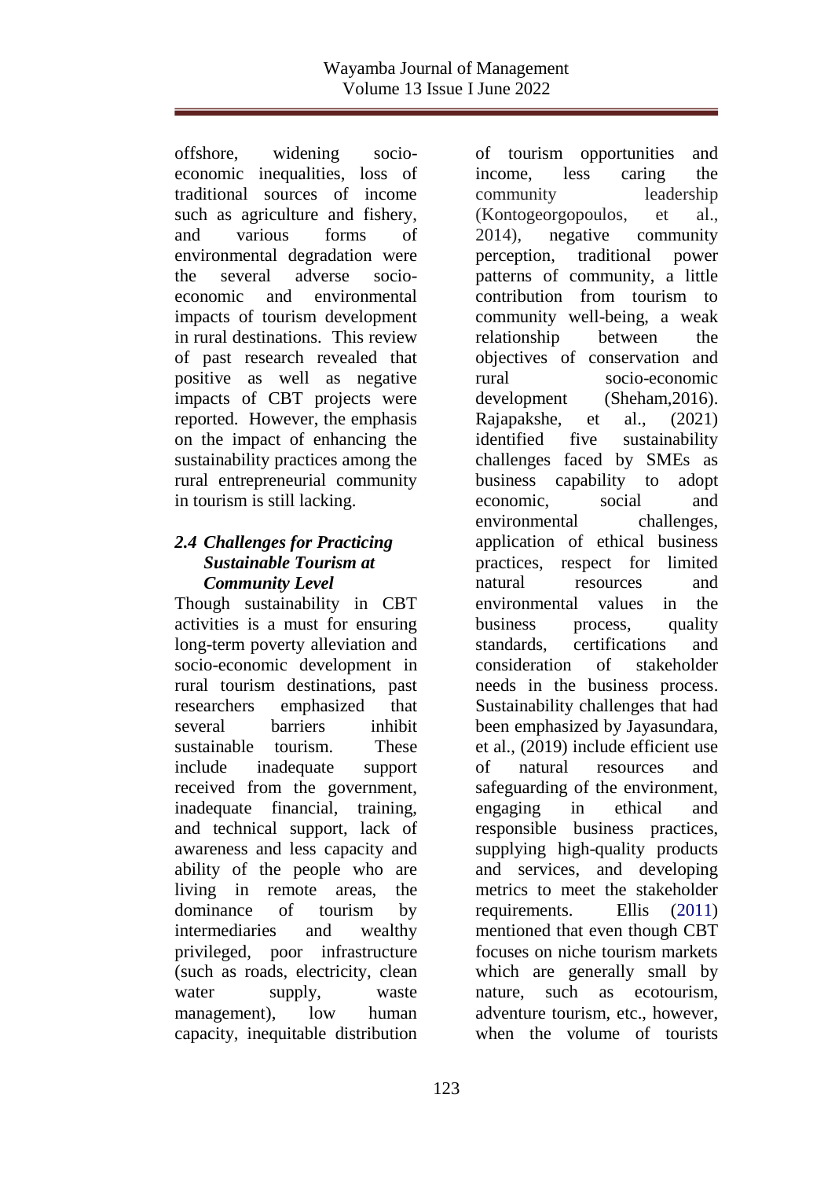offshore, widening socio-economic inequalities, loss of traditional sources of income such as agriculture and fishery, and various forms of environmental degradation were the several adverse socio-economic and environmental impacts of tourism development in rural destinations. This review of past research revealed that positive as well as negative impacts of CBT projects were reported. However, the emphasis on the impact of enhancing the sustainability practices among the rural entrepreneurial community in tourism is still lacking.

### *2.4 Challenges for Practicing Sustainable Tourism at Community Level*

Though sustainability in CBT activities is a must for ensuring long-term poverty alleviation and socio-economic development in rural tourism destinations, past researchers emphasized that several barriers inhibit sustainable tourism. These include inadequate support received from the government, inadequate financial, training, and technical support, lack of awareness and less capacity and ability of the people who are living in remote areas, the dominance of tourism by intermediaries and wealthy privileged, poor infrastructure (such as roads, electricity, clean water supply, waste management), low human capacity, inequitable distribution of tourism opportunities and income, less caring the community leadership (Kontogeorgopoulos, et al., 2014), negative community perception, traditional power patterns of community, a little contribution from tourism to community well-being, a weak relationship between the objectives of conservation and rural socio-economic development (Sheham,2016). Rajapakshe, et al., (2021) identified five sustainability challenges faced by SMEs as business capability to adopt economic, social and environmental challenges, application of ethical business practices, respect for limited natural resources and environmental values in the business process, quality standards, certifications and consideration of stakeholder needs in the business process. Sustainability challenges that had been emphasized by Jayasundara, et al., (2019) include efficient use of natural resources and safeguarding of the environment, engaging in ethical and responsible business practices, supplying high-quality products and services, and developing metrics to meet the stakeholder requirements. Ellis (2011) mentioned that even though CBT focuses on niche tourism markets which are generally small by nature, such as ecotourism, adventure tourism, etc., however, when the volume of tourists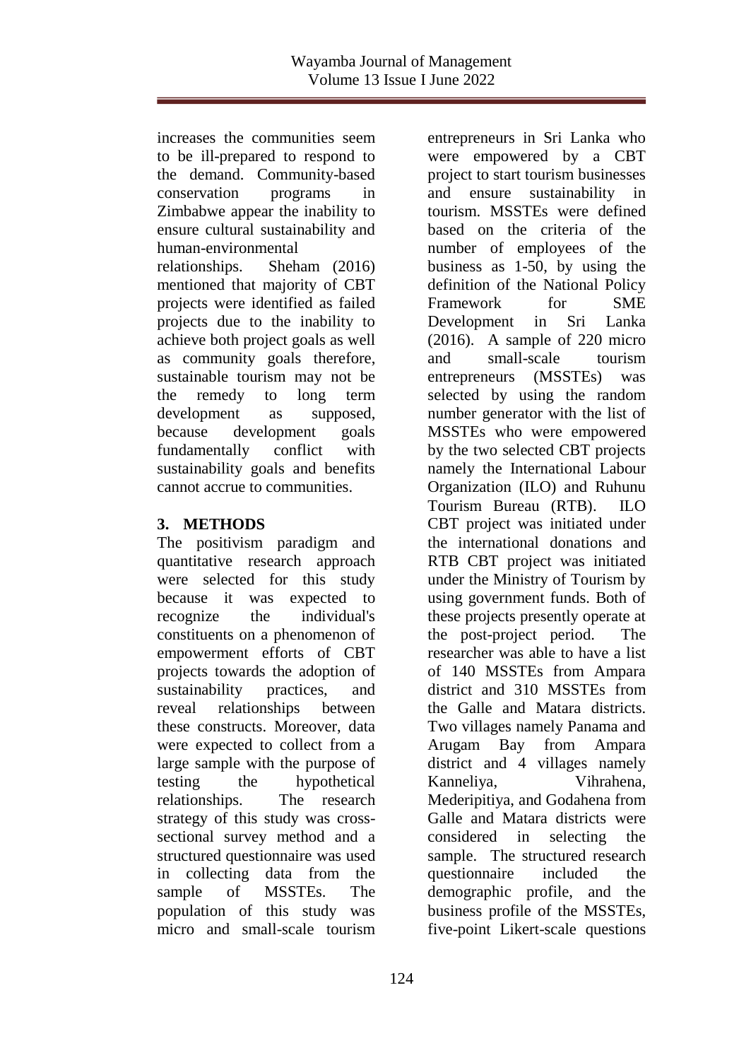increases the communities seem to be ill-prepared to respond to the demand. Community-based conservation programs in Zimbabwe appear the inability to ensure cultural sustainability and human-environmental relationships. Sheham (2016) mentioned that majority of CBT projects were identified as failed projects due to the inability to achieve both project goals as well as community goals therefore, sustainable tourism may not be the remedy to long term development as supposed, because development goals fundamentally conflict with sustainability goals and benefits cannot accrue to communities.

## 3. METHODS

The positivism paradigm and quantitative research approach were selected for this study because it was expected to recognize the individual's constituents on a phenomenon of empowerment efforts of CBT projects towards the adoption of sustainability practices, and reveal relationships between these constructs. Moreover, data were expected to collect from a large sample with the purpose of testing the hypothetical relationships. The research strategy of this study was cross-sectional survey method and a structured questionnaire was used in collecting data from the sample of MSSTEs. The population of this study was micro and small-scale tourism entrepreneurs in Sri Lanka who were empowered by a CBT project to start tourism businesses and ensure sustainability in tourism. MSSTEs were defined based on the criteria of the number of employees of the business as 1-50, by using the definition of the National Policy Framework for SME Development in Sri Lanka (2016). A sample of 220 micro and small-scale tourism entrepreneurs (MSSTEs) was selected by using the random number generator with the list of MSSTEs who were empowered by the two selected CBT projects namely the International Labour Organization (ILO) and Ruhunu Tourism Bureau (RTB). ILO CBT project was initiated under the international donations and RTB CBT project was initiated under the Ministry of Tourism by using government funds. Both of these projects presently operate at the post-project period. The researcher was able to have a list of 140 MSSTEs from Ampara district and 310 MSSTEs from the Galle and Matara districts. Two villages namely Panama and Arugam Bay from Ampara district and 4 villages namely Kanneliya, Vihrahena, Mederipitiya, and Godahena from Galle and Matara districts were considered in selecting the sample. The structured research questionnaire included the demographic profile, and the business profile of the MSSTEs, five-point Likert-scale questions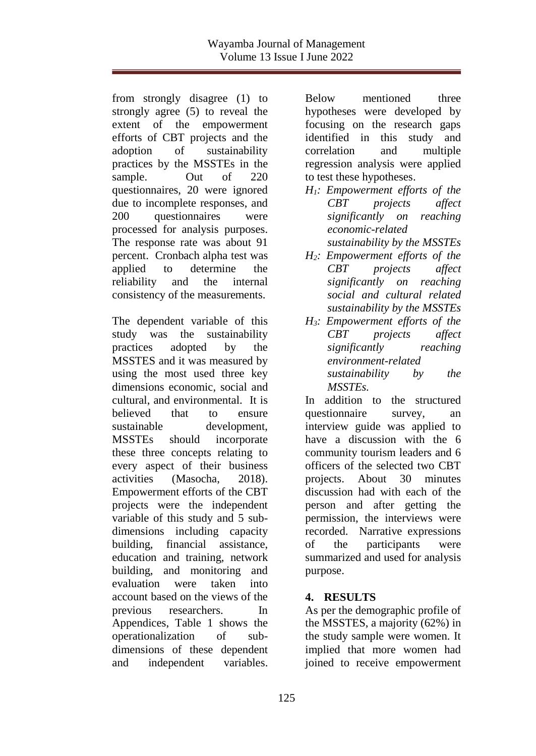from strongly disagree (1) to strongly agree (5) to reveal the extent of the empowerment efforts of CBT projects and the adoption of sustainability practices by the MSSTEs in the sample. Out of 220 questionnaires, 20 were ignored due to incomplete responses, and 200 questionnaires were processed for analysis purposes. The response rate was about 91 percent. Cronbach alpha test was applied to determine the reliability and the internal consistency of the measurements.

The dependent variable of this study was the sustainability practices adopted by the MSSTES and it was measured by using the most used three key dimensions economic, social and cultural, and environmental. It is believed that to ensure sustainable development, MSSTEs should incorporate these three concepts relating to every aspect of their business activities (Masocha, 2018). Empowerment efforts of the CBT projects were the independent variable of this study and 5 sub-dimensions including capacity building, financial assistance, education and training, network building, and monitoring and evaluation were taken into account based on the views of the previous researchers. In Appendices, Table 1 shows the operationalization of sub-dimensions of these dependent and independent variables.

Below mentioned three hypotheses were developed by focusing on the research gaps identified in this study and correlation and multiple regression analysis were applied to test these hypotheses.

*$H_1$: Empowerment efforts of the CBT projects affect significantly on reaching economic-related sustainability by the MSSTEs*

*$H_2$: Empowerment efforts of the CBT projects affect significantly on reaching social and cultural related sustainability by the MSSTEs*

*$H_3$: Empowerment efforts of the CBT projects affect significantly reaching environment-related sustainability by the MSSTEs.*

In addition to the structured questionnaire survey, an interview guide was applied to have a discussion with the 6 community tourism leaders and 6 officers of the selected two CBT projects. About 30 minutes discussion had with each of the person and after getting the permission, the interviews were recorded. Narrative expressions of the participants were summarized and used for analysis purpose.

## 4. RESULTS

As per the demographic profile of the MSSTES, a majority (62%) in the study sample were women. It implied that more women had joined to receive empowerment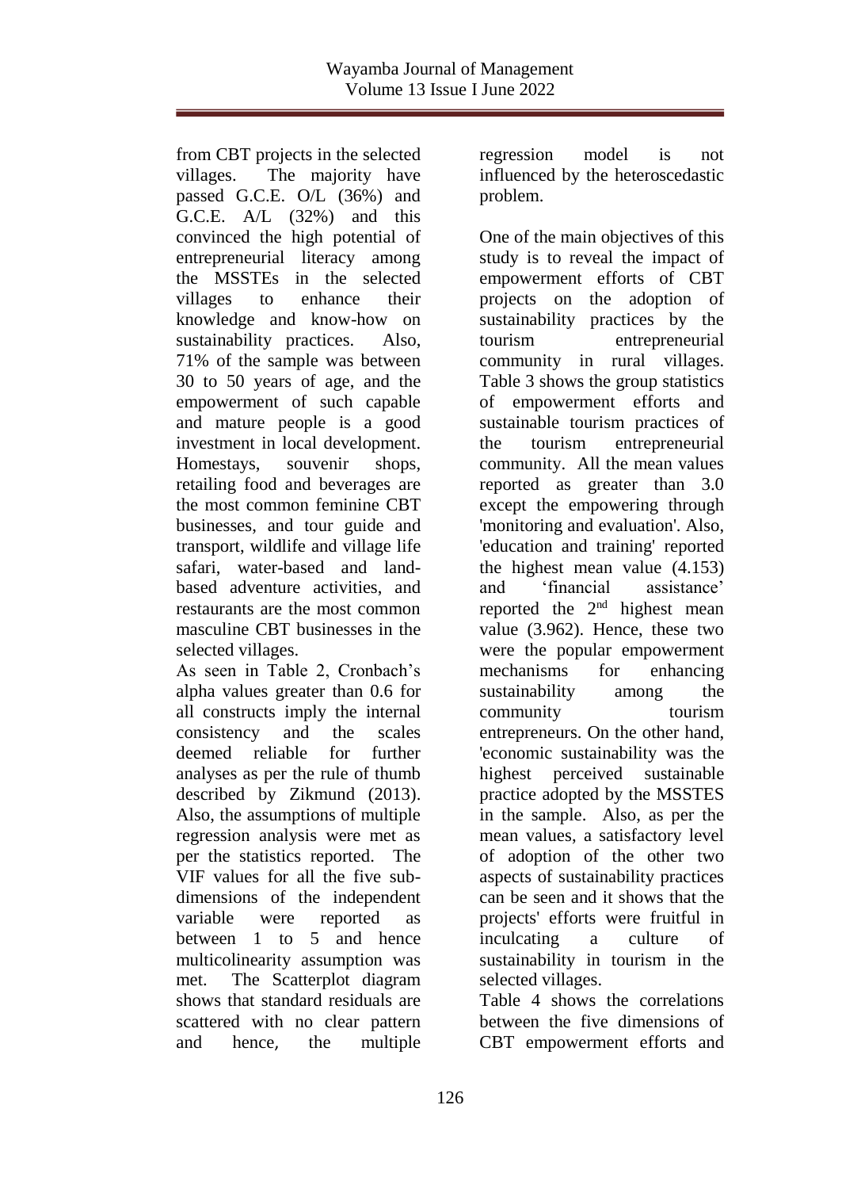from CBT projects in the selected villages. The majority have passed G.C.E. O/L (36%) and G.C.E. A/L (32%) and this convinced the high potential of entrepreneurial literacy among the MSSTEs in the selected villages to enhance their knowledge and know-how on sustainability practices. Also, 71% of the sample was between 30 to 50 years of age, and the empowerment of such capable and mature people is a good investment in local development. Homestays, souvenir shops, retailing food and beverages are the most common feminine CBT businesses, and tour guide and transport, wildlife and village life safari, water-based and land-based adventure activities, and restaurants are the most common masculine CBT businesses in the selected villages.

As seen in Table 2, Cronbach's alpha values greater than 0.6 for all constructs imply the internal consistency and the scales deemed reliable for further analyses as per the rule of thumb described by Zikmund (2013). Also, the assumptions of multiple regression analysis were met as per the statistics reported. The VIF values for all the five sub-dimensions of the independent variable were reported as between 1 to 5 and hence multicolinearity assumption was met. The Scatterplot diagram shows that standard residuals are scattered with no clear pattern and hence, the multiple regression model is not influenced by the heteroscedastic problem.

One of the main objectives of this study is to reveal the impact of empowerment efforts of CBT projects on the adoption of sustainability practices by the tourism entrepreneurial community in rural villages. Table 3 shows the group statistics of empowerment efforts and sustainable tourism practices of the tourism entrepreneurial community. All the mean values reported as greater than 3.0 except the empowering through 'monitoring and evaluation'. Also, 'education and training' reported the highest mean value (4.153) and 'financial assistance' reported the 2nd highest mean value (3.962). Hence, these two were the popular empowerment mechanisms for enhancing sustainability among the community tourism entrepreneurs. On the other hand, 'economic sustainability was the highest perceived sustainable practice adopted by the MSSTES in the sample. Also, as per the mean values, a satisfactory level of adoption of the other two aspects of sustainability practices can be seen and it shows that the projects' efforts were fruitful in inculcating a culture of sustainability in tourism in the selected villages.

Table 4 shows the correlations between the five dimensions of CBT empowerment efforts and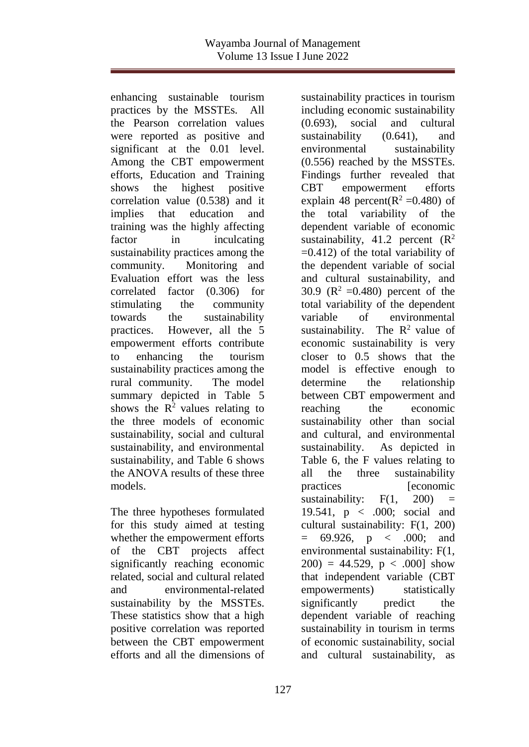enhancing sustainable tourism practices by the MSSTEs. All the Pearson correlation values were reported as positive and significant at the 0.01 level. Among the CBT empowerment efforts, Education and Training shows the highest positive correlation value (0.538) and it implies that education and training was the highly affecting factor in inculcating sustainability practices among the community. Monitoring and Evaluation effort was the less correlated factor (0.306) for stimulating the community towards the sustainability practices. However, all the 5 empowerment efforts contribute to enhancing the tourism sustainability practices among the rural community. The model summary depicted in Table 5 shows the $R^2$ values relating to the three models of economic sustainability, social and cultural sustainability, and environmental sustainability, and Table 6 shows the ANOVA results of these three models.

The three hypotheses formulated for this study aimed at testing whether the empowerment efforts of the CBT projects affect significantly reaching economic related, social and cultural related and environmental-related sustainability by the MSSTEs. These statistics show that a high positive correlation was reported between the CBT empowerment efforts and all the dimensions of sustainability practices in tourism including economic sustainability (0.693), social and cultural sustainability (0.641), and environmental sustainability (0.556) reached by the MSSTEs. Findings further revealed that CBT empowerment efforts explain 48 percent($R^2$ =0.480) of the total variability of the dependent variable of economic sustainability, 41.2 percent ($R^2$ =0.412) of the total variability of the dependent variable of social and cultural sustainability, and 30.9 ($R^2$ =0.480) percent of the total variability of the dependent variable of environmental sustainability. The $R^2$ value of economic sustainability is very closer to 0.5 shows that the model is effective enough to determine the relationship between CBT empowerment and reaching the economic sustainability other than social and cultural, and environmental sustainability. As depicted in Table 6, the F values relating to all the three sustainability practices [economic sustainability: $F(1, 200) = 19.541$, $p < .000$; social and cultural sustainability: $F(1, 200) = 69.926$, $p < .000$; and environmental sustainability: $F(1, 200) = 44.529$, $p < .000$] show that independent variable (CBT empowerments) statistically significantly predict the dependent variable of reaching sustainability in tourism in terms of economic sustainability, social and cultural sustainability, as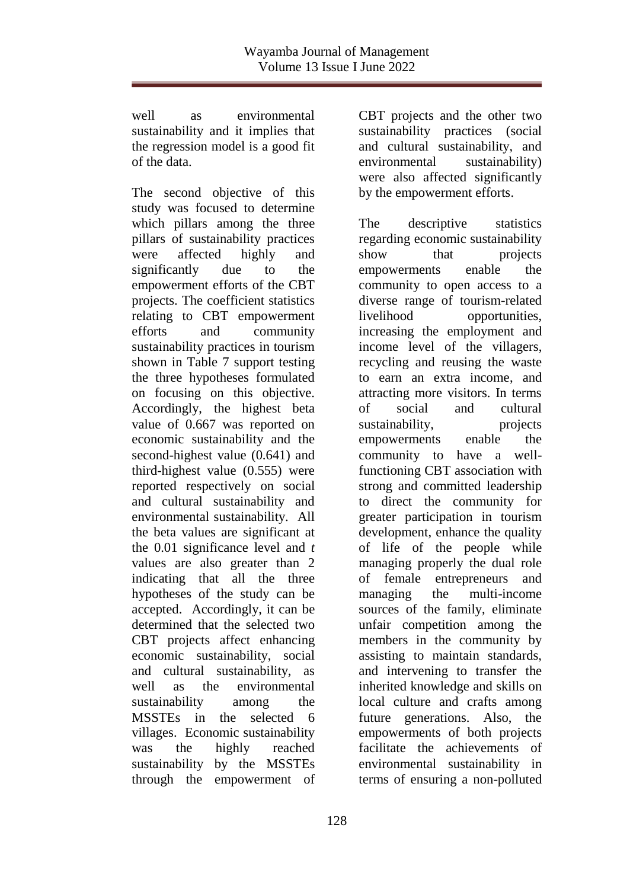well as environmental sustainability and it implies that the regression model is a good fit of the data.

The second objective of this study was focused to determine which pillars among the three pillars of sustainability practices were affected highly and significantly due to the empowerment efforts of the CBT projects. The coefficient statistics relating to CBT empowerment efforts and community sustainability practices in tourism shown in Table 7 support testing the three hypotheses formulated on focusing on this objective. Accordingly, the highest beta value of 0.667 was reported on economic sustainability and the second-highest value (0.641) and third-highest value (0.555) were reported respectively on social and cultural sustainability and environmental sustainability. All the beta values are significant at the 0.01 significance level and *t* values are also greater than 2 indicating that all the three hypotheses of the study can be accepted. Accordingly, it can be determined that the selected two CBT projects affect enhancing economic sustainability, social and cultural sustainability, as well as the environmental sustainability among the MSSTEs in the selected 6 villages. Economic sustainability was the highly reached sustainability by the MSSTEs through the empowerment of CBT projects and the other two sustainability practices (social and cultural sustainability, and environmental sustainability) were also affected significantly by the empowerment efforts.

The descriptive statistics regarding economic sustainability show that projects empowerments enable the community to open access to a diverse range of tourism-related livelihood opportunities, increasing the employment and income level of the villagers, recycling and reusing the waste to earn an extra income, and attracting more visitors. In terms of social and cultural sustainability, projects empowerments enable the community to have a well-functioning CBT association with strong and committed leadership to direct the community for greater participation in tourism development, enhance the quality of life of the people while managing properly the dual role of female entrepreneurs and managing the multi-income sources of the family, eliminate unfair competition among the members in the community by assisting to maintain standards, and intervening to transfer the inherited knowledge and skills on local culture and crafts among future generations. Also, the empowerments of both projects facilitate the achievements of environmental sustainability in terms of ensuring a non-polluted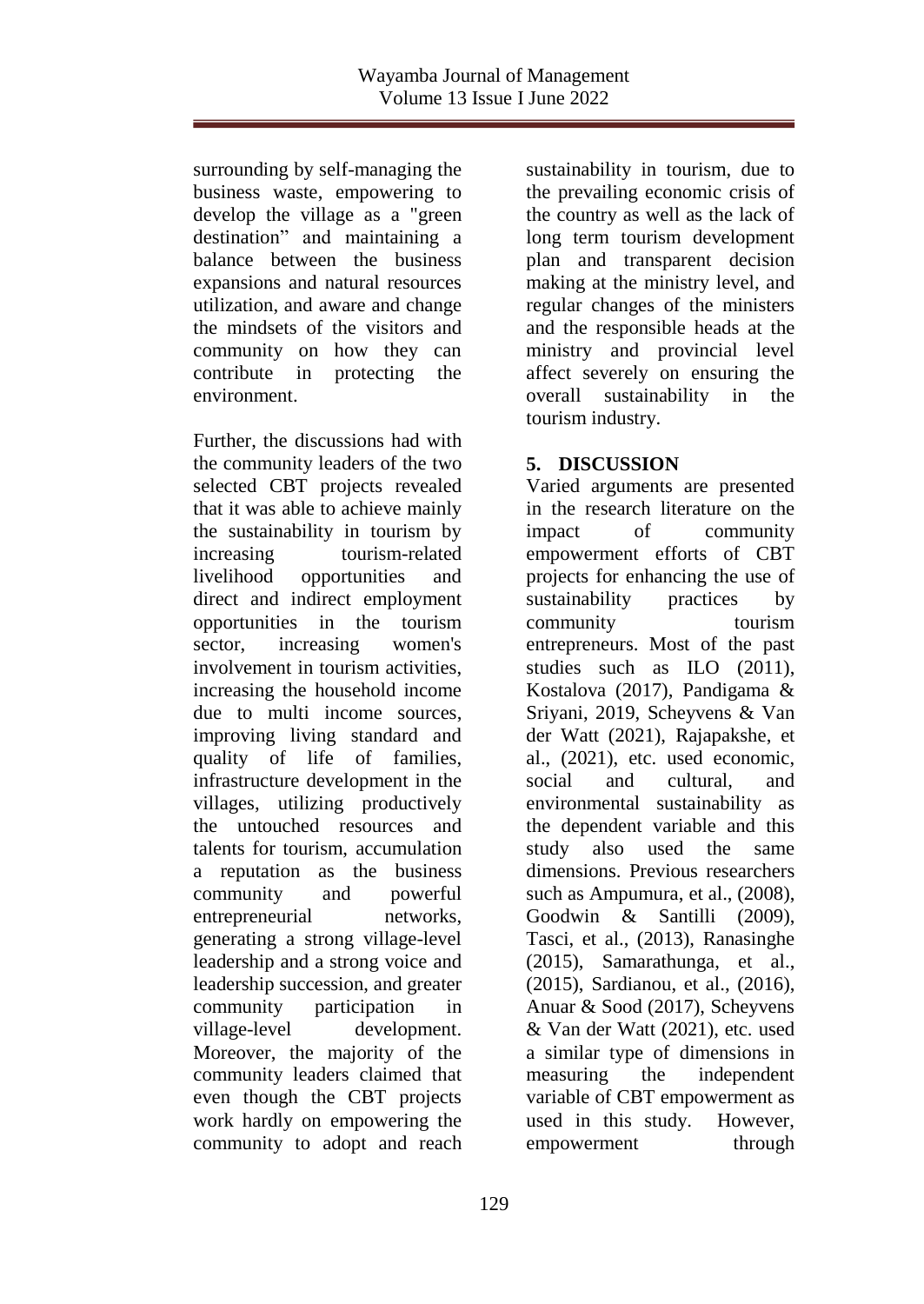surrounding by self-managing the business waste, empowering to develop the village as a "green destination" and maintaining a balance between the business expansions and natural resources utilization, and aware and change the mindsets of the visitors and community on how they can contribute in protecting the environment.

Further, the discussions had with the community leaders of the two selected CBT projects revealed that it was able to achieve mainly the sustainability in tourism by increasing tourism-related livelihood opportunities and direct and indirect employment opportunities in the tourism sector, increasing women's involvement in tourism activities, increasing the household income due to multi income sources, improving living standard and quality of life of families, infrastructure development in the villages, utilizing productively the untouched resources and talents for tourism, accumulation a reputation as the business community and powerful entrepreneurial networks, generating a strong village-level leadership and a strong voice and leadership succession, and greater community participation in village-level development. Moreover, the majority of the community leaders claimed that even though the CBT projects work hardly on empowering the community to adopt and reach sustainability in tourism, due to the prevailing economic crisis of the country as well as the lack of long term tourism development plan and transparent decision making at the ministry level, and regular changes of the ministers and the responsible heads at the ministry and provincial level affect severely on ensuring the overall sustainability in the tourism industry.

## 5. DISCUSSION

Varied arguments are presented in the research literature on the impact of community empowerment efforts of CBT projects for enhancing the use of sustainability practices by community tourism entrepreneurs. Most of the past studies such as ILO (2011), Kostalova (2017), Pandigama & Sriyani, 2019, Scheyvens & Van der Watt (2021), Rajapakshe, et al., (2021), etc. used economic, social and cultural, and environmental sustainability as the dependent variable and this study also used the same dimensions. Previous researchers such as Ampumura, et al., (2008), Goodwin & Santilli (2009), Tasci, et al., (2013), Ranasinghe (2015), Samarathunga, et al., (2015), Sardianou, et al., (2016), Anuar & Sood (2017), Scheyvens & Van der Watt (2021), etc. used a similar type of dimensions in measuring the independent variable of CBT empowerment as used in this study. However, empowerment through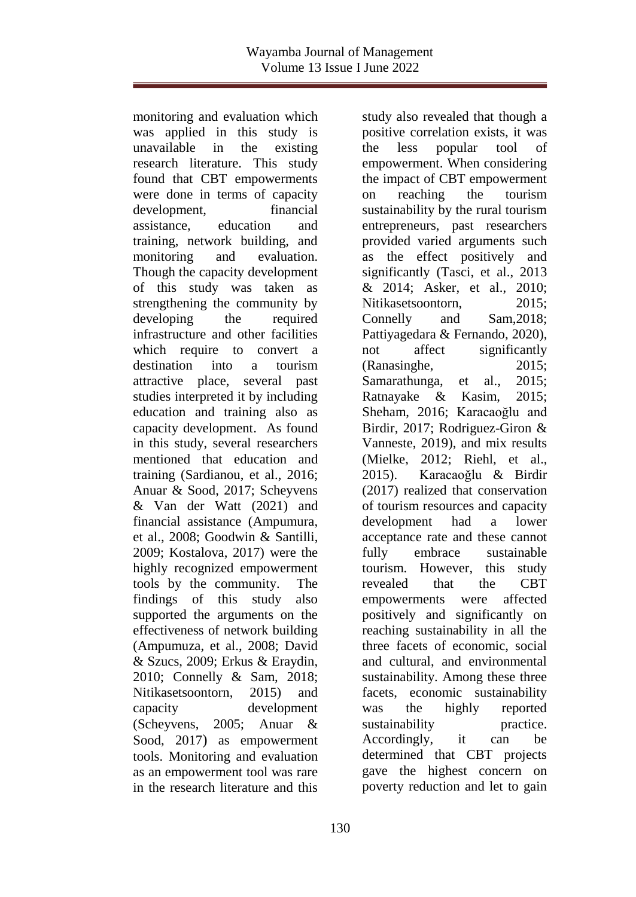monitoring and evaluation which was applied in this study is unavailable in the existing research literature. This study found that CBT empowerments were done in terms of capacity development, financial assistance, education and training, network building, and monitoring and evaluation. Though the capacity development of this study was taken as strengthening the community by developing the required infrastructure and other facilities which require to convert a destination into a tourism attractive place, several past studies interpreted it by including education and training also as capacity development. As found in this study, several researchers mentioned that education and training (Sardianou, et al., 2016; Anuar & Sood, 2017; Scheyvens & Van der Watt (2021) and financial assistance (Ampumura, et al., 2008; Goodwin & Santilli, 2009; Kostalova, 2017) were the highly recognized empowerment tools by the community. The findings of this study also supported the arguments on the effectiveness of network building (Ampumuza, et al., 2008; David & Szucs, 2009; Erkus & Eraydin, 2010; Connelly & Sam, 2018; Nitikasetsoontorn, 2015) and capacity development (Scheyvens, 2005; Anuar & Sood, 2017) as empowerment tools. Monitoring and evaluation as an empowerment tool was rare in the research literature and this study also revealed that though a positive correlation exists, it was the less popular tool of empowerment. When considering the impact of CBT empowerment on reaching the tourism sustainability by the rural tourism entrepreneurs, past researchers provided varied arguments such as the effect positively and significantly (Tasci, et al., 2013 & 2014; Asker, et al., 2010; Nitikasetsoontorn, 2015; Connelly and Sam,2018; Pattiyagedara & Fernando, 2020), not affect significantly (Ranasinghe, 2015; Samarathunga, et al., 2015; Ratnayake & Kasim, 2015; Sheham, 2016; Karacaoğlu and Birdir, 2017; Rodriguez-Giron & Vanneste, 2019), and mix results (Mielke, 2012; Riehl, et al., 2015). Karacaoğlu & Birdir (2017) realized that conservation of tourism resources and capacity development had a lower acceptance rate and these cannot fully embrace sustainable tourism. However, this study revealed that the CBT empowerments were affected positively and significantly on reaching sustainability in all the three facets of economic, social and cultural, and environmental sustainability. Among these three facets, economic sustainability was the highly reported sustainability practice. Accordingly, it can be determined that CBT projects gave the highest concern on poverty reduction and let to gain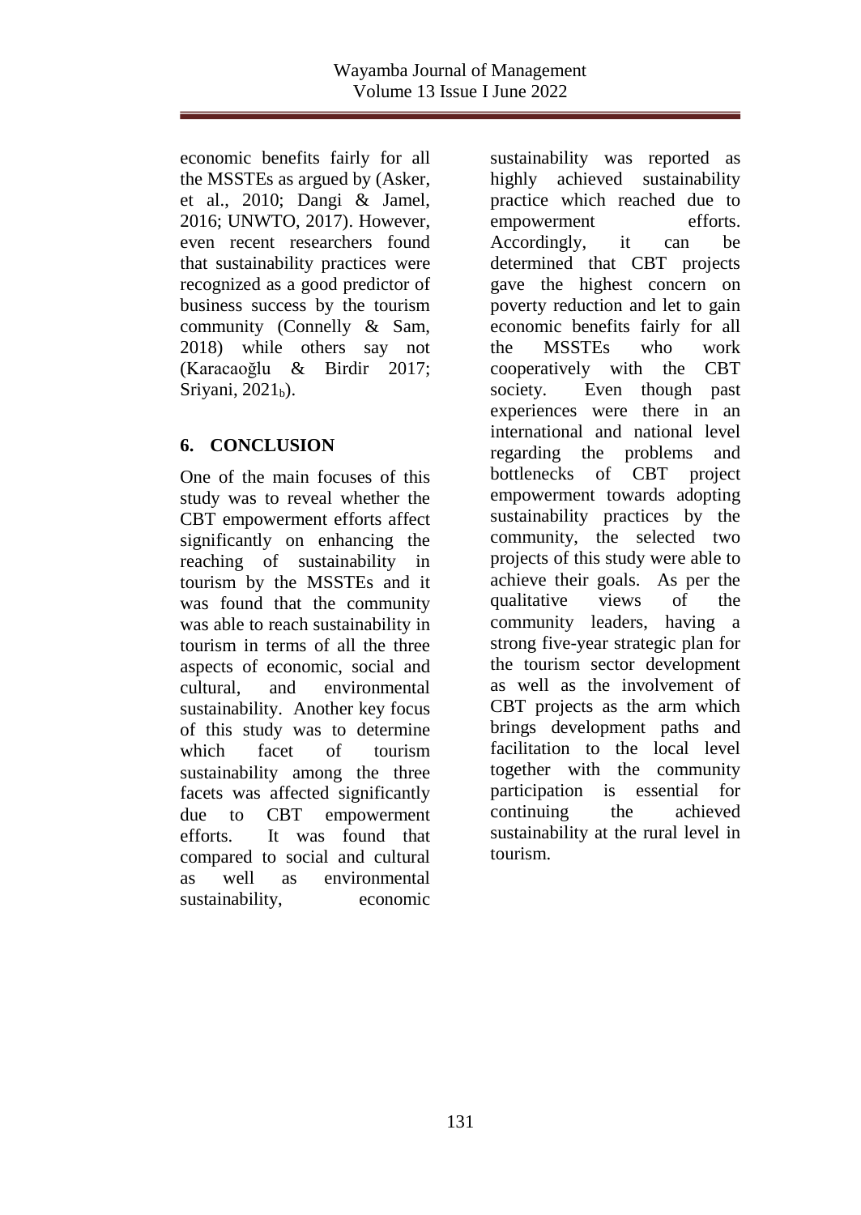economic benefits fairly for all the MSSTEs as argued by (Asker, et al., 2010; Dangi & Jamel, 2016; UNWTO, 2017). However, even recent researchers found that sustainability practices were recognized as a good predictor of business success by the tourism community (Connelly & Sam, 2018) while others say not (Karacaoğlu & Birdir 2017; Sriyani, $2021_b$).

## 6. CONCLUSION

One of the main focuses of this study was to reveal whether the CBT empowerment efforts affect significantly on enhancing the reaching of sustainability in tourism by the MSSTEs and it was found that the community was able to reach sustainability in tourism in terms of all the three aspects of economic, social and cultural, and environmental sustainability. Another key focus of this study was to determine which facet of tourism sustainability among the three facets was affected significantly due to CBT empowerment efforts. It was found that compared to social and cultural as well as environmental sustainability, economic sustainability was reported as highly achieved sustainability practice which reached due to empowerment efforts. Accordingly, it can be determined that CBT projects gave the highest concern on poverty reduction and let to gain economic benefits fairly for all the MSSTEs who work cooperatively with the CBT society. Even though past experiences were there in an international and national level regarding the problems and bottlenecks of CBT project empowerment towards adopting sustainability practices by the community, the selected two projects of this study were able to achieve their goals. As per the qualitative views of the community leaders, having a strong five-year strategic plan for the tourism sector development as well as the involvement of CBT projects as the arm which brings development paths and facilitation to the local level together with the community participation is essential for continuing the achieved sustainability at the rural level in tourism.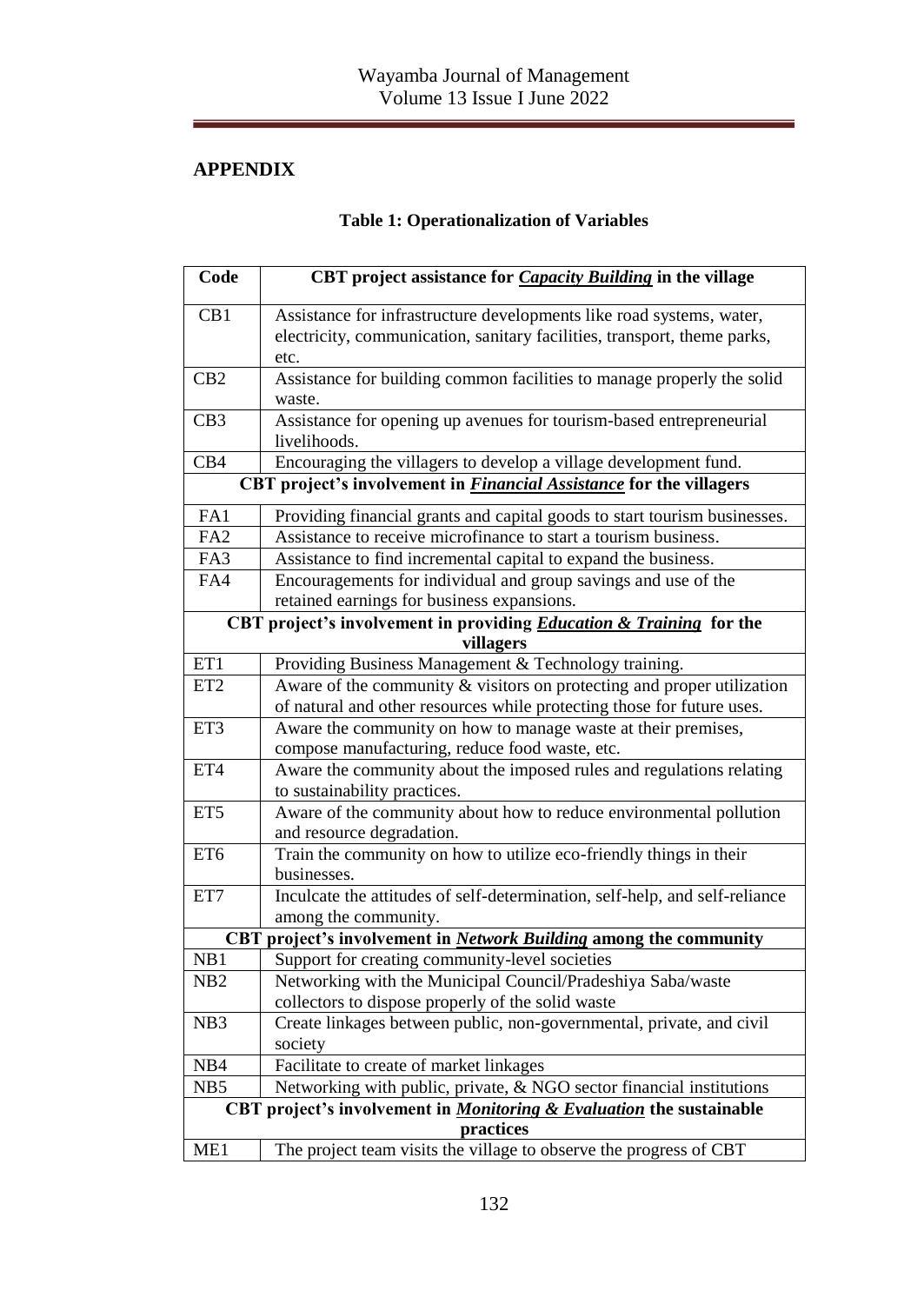## APPENDIX

**Table 1: Operationalization of Variables**

| Code | CBT project assistance for ***Capacity Building*** in the village |
|---|---|
| CB1 | Assistance for infrastructure developments like road systems, water, electricity, communication, sanitary facilities, transport, theme parks, etc. |
| CB2 | Assistance for building common facilities to manage properly the solid waste. |
| CB3 | Assistance for opening up avenues for tourism-based entrepreneurial livelihoods. |
| CB4 | Encouraging the villagers to develop a village development fund. |
| | **CBT project's involvement in *Financial Assistance* for the villagers** |
| FA1 | Providing financial grants and capital goods to start tourism businesses. |
| FA2 | Assistance to receive microfinance to start a tourism business. |
| FA3 | Assistance to find incremental capital to expand the business. |
| FA4 | Encouragements for individual and group savings and use of the retained earnings for business expansions. |
| | **CBT project's involvement in providing *Education & Training* for the villagers** |
| ET1 | Providing Business Management & Technology training. |
| ET2 | Aware of the community & visitors on protecting and proper utilization of natural and other resources while protecting those for future uses. |
| ET3 | Aware the community on how to manage waste at their premises, compose manufacturing, reduce food waste, etc. |
| ET4 | Aware the community about the imposed rules and regulations relating to sustainability practices. |
| ET5 | Aware of the community about how to reduce environmental pollution and resource degradation. |
| ET6 | Train the community on how to utilize eco-friendly things in their businesses. |
| ET7 | Inculcate the attitudes of self-determination, self-help, and self-reliance among the community. |
| | **CBT project's involvement in *Network Building* among the community** |
| NB1 | Support for creating community-level societies |
| NB2 | Networking with the Municipal Council/Pradeshiya Saba/waste collectors to dispose properly of the solid waste |
| NB3 | Create linkages between public, non-governmental, private, and civil society |
| NB4 | Facilitate to create of market linkages |
| NB5 | Networking with public, private, & NGO sector financial institutions |
| | **CBT project's involvement in *Monitoring & Evaluation* the sustainable practices** |
| ME1 | The project team visits the village to observe the progress of CBT |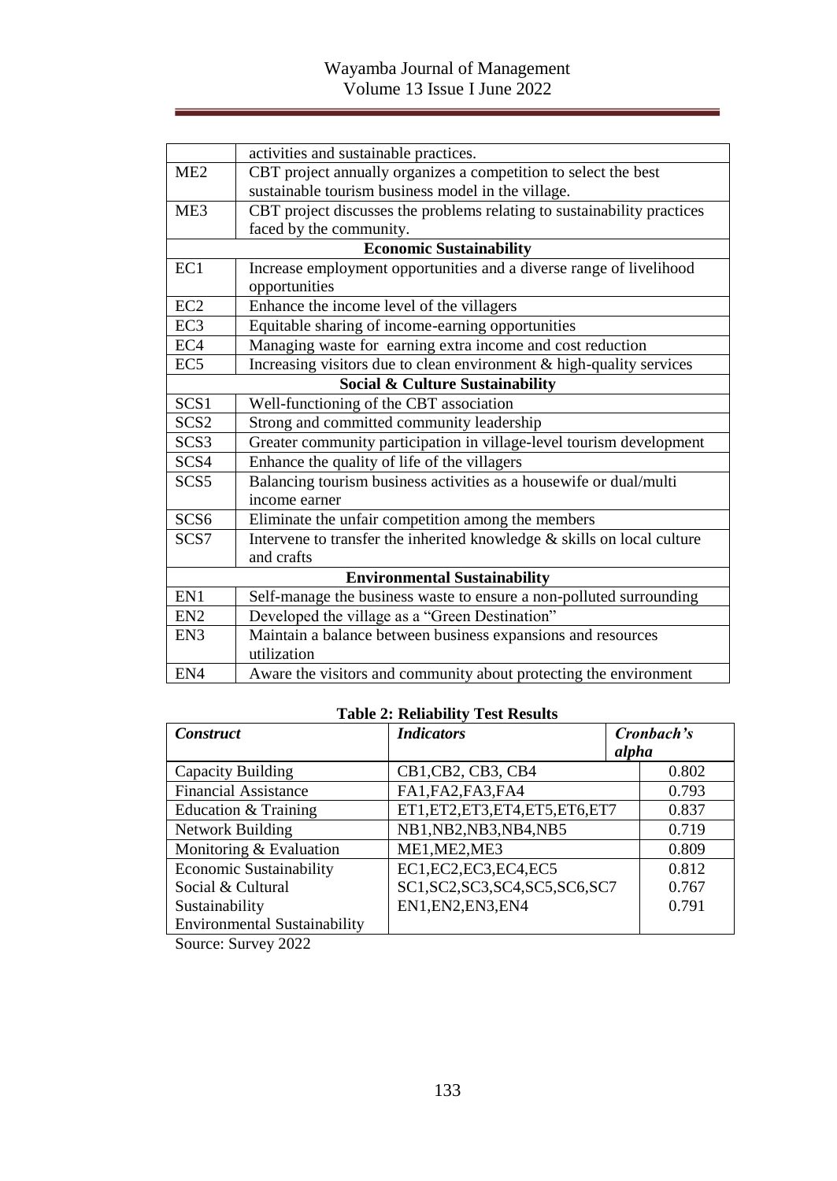|  | activities and sustainable practices. |
|---|---|
| ME2 | CBT project annually organizes a competition to select the best sustainable tourism business model in the village. |
| ME3 | CBT project discusses the problems relating to sustainability practices faced by the community. |
| **Economic Sustainability** | |
| EC1 | Increase employment opportunities and a diverse range of livelihood opportunities |
| EC2 | Enhance the income level of the villagers |
| EC3 | Equitable sharing of income-earning opportunities |
| EC4 | Managing waste for earning extra income and cost reduction |
| EC5 | Increasing visitors due to clean environment & high-quality services |
| **Social & Culture Sustainability** | |
| SCS1 | Well-functioning of the CBT association |
| SCS2 | Strong and committed community leadership |
| SCS3 | Greater community participation in village-level tourism development |
| SCS4 | Enhance the quality of life of the villagers |
| SCS5 | Balancing tourism business activities as a housewife or dual/multi income earner |
| SCS6 | Eliminate the unfair competition among the members |
| SCS7 | Intervene to transfer the inherited knowledge & skills on local culture and crafts |
| **Environmental Sustainability** | |
| EN1 | Self-manage the business waste to ensure a non-polluted surrounding |
| EN2 | Developed the village as a "Green Destination" |
| EN3 | Maintain a balance between business expansions and resources utilization |
| EN4 | Aware the visitors and community about protecting the environment |

**Table 2: Reliability Test Results**

| *Construct* | *Indicators* | *Cronbach's alpha* |
|---|---|---|
| Capacity Building | CB1,CB2, CB3, CB4 | 0.802 |
| Financial Assistance | FA1,FA2,FA3,FA4 | 0.793 |
| Education & Training | ET1,ET2,ET3,ET4,ET5,ET6,ET7 | 0.837 |
| Network Building | NB1,NB2,NB3,NB4,NB5 | 0.719 |
| Monitoring & Evaluation | ME1,ME2,ME3 | 0.809 |
| Economic Sustainability | EC1,EC2,EC3,EC4,EC5 | 0.812 |
| Social & Cultural Sustainability | SC1,SC2,SC3,SC4,SC5,SC6,SC7 | 0.767 |
| Environmental Sustainability | EN1,EN2,EN3,EN4 | 0.791 |

Source: Survey 2022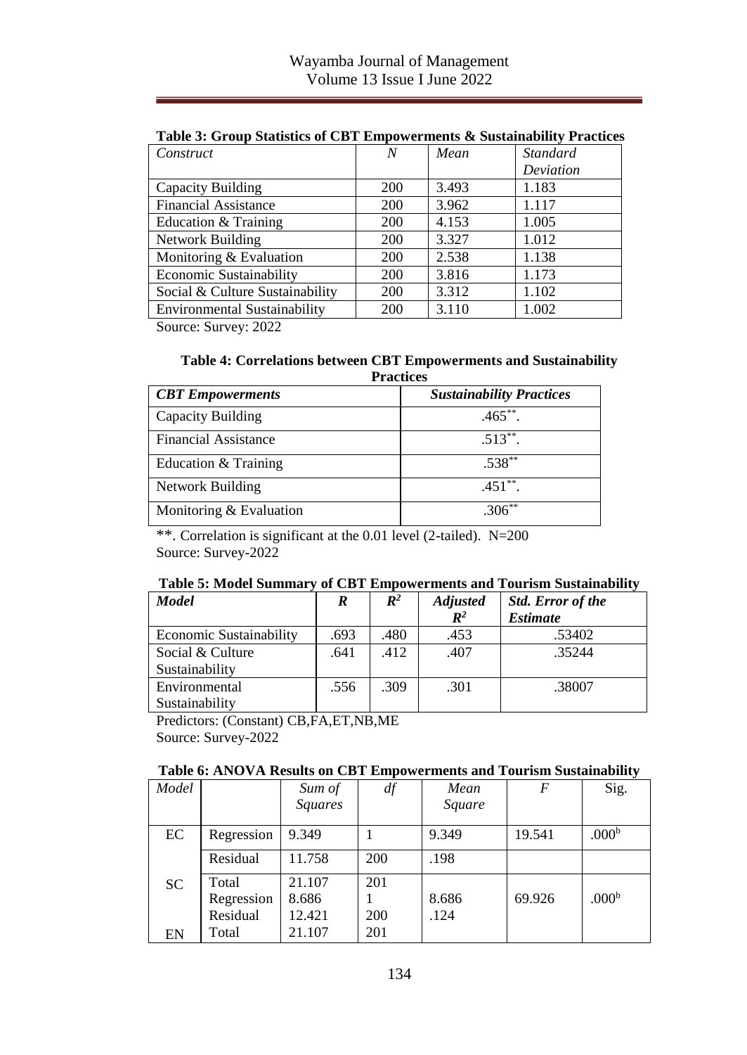**Table 3: Group Statistics of CBT Empowerments & Sustainability Practices**

| *Construct* | *N* | *Mean* | *Standard Deviation* |
|---|---|---|---|
| Capacity Building | 200 | 3.493 | 1.183 |
| Financial Assistance | 200 | 3.962 | 1.117 |
| Education & Training | 200 | 4.153 | 1.005 |
| Network Building | 200 | 3.327 | 1.012 |
| Monitoring & Evaluation | 200 | 2.538 | 1.138 |
| Economic Sustainability | 200 | 3.816 | 1.173 |
| Social & Culture Sustainability | 200 | 3.312 | 1.102 |
| Environmental Sustainability | 200 | 3.110 | 1.002 |

Source: Survey: 2022

**Table 4: Correlations between CBT Empowerments and Sustainability Practices**

| ***CBT Empowerments*** | ***Sustainability Practices*** |
|---|---|
| Capacity Building | .465**. |
| Financial Assistance | .513**. |
| Education & Training | .538** |
| Network Building | .451**. |
| Monitoring & Evaluation | .306** |

**. Correlation is significant at the 0.01 level (2-tailed). N=200
Source: Survey-2022

**Table 5: Model Summary of CBT Empowerments and Tourism Sustainability**

| ***Model*** | ***R*** | ***$R^2$*** | ***Adjusted $R^2$*** | ***Std. Error of the Estimate*** |
|---|---|---|---|---|
| Economic Sustainability | .693 | .480 | .453 | .53402 |
| Social & Culture Sustainability | .641 | .412 | .407 | .35244 |
| Environmental Sustainability | .556 | .309 | .301 | .38007 |

Predictors: (Constant) CB,FA,ET,NB,ME
Source: Survey-2022

**Table 6: ANOVA Results on CBT Empowerments and Tourism Sustainability**

| *Model* | | *Sum of Squares* | *df* | *Mean Square* | *F* | Sig. |
|---|---|---|---|---|---|---|
| EC | Regression | 9.349 | 1 | 9.349 | 19.541 | .000b |
| | Residual | 11.758 | 200 | .198 | | |
| SC | Total | 21.107 | 201 | | | |
| | Regression | 8.686 | 1 | 8.686 | 69.926 | .000b |
| | Residual | 12.421 | 200 | .124 | | |
| EN | Total | 21.107 | 201 | | | |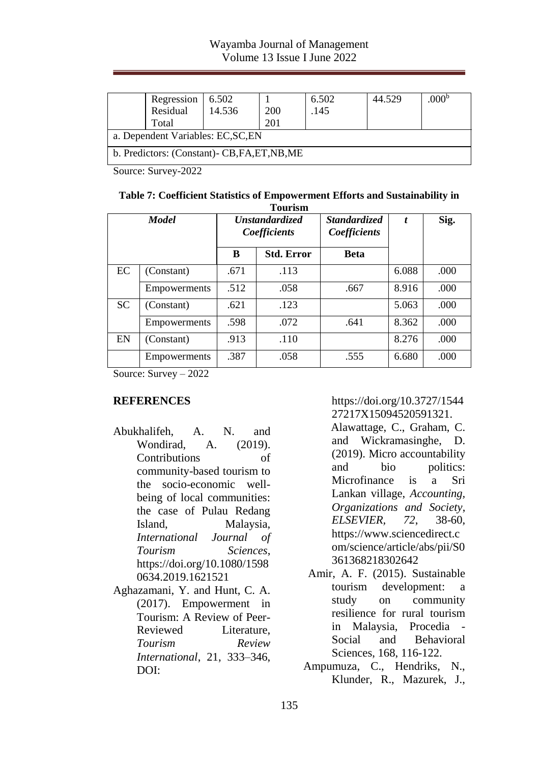| | | | | | | |
|---|---|---|---|---|---|---|
| | Regression<br>Residual<br>Total | 6.502<br>14.536 | 1<br>200<br>201 | 6.502<br>.145 | 44.529 | .000[b] |
| a. Dependent Variables: EC,SC,EN | | | | | | |
| b. Predictors: (Constant)- CB,FA,ET,NB,ME | | | | | | |

Source: Survey-2022

**Table 7: Coefficient Statistics of Empowerment Efforts and Sustainability in Tourism**

| *Model* | | *Unstandardized Coefficients* | | *Standardized Coefficients* | *t* | Sig. |
|---|---|---|---|---|---|---|
| | | B | Std. Error | Beta | | |
| EC | (Constant) | .671 | .113 | | 6.088 | .000 |
| | Empowerments | .512 | .058 | .667 | 8.916 | .000 |
| SC | (Constant) | .621 | .123 | | 5.063 | .000 |
| | Empowerments | .598 | .072 | .641 | 8.362 | .000 |
| EN | (Constant) | .913 | .110 | | 8.276 | .000 |
| | Empowerments | .387 | .058 | .555 | 6.680 | .000 |

Source: Survey – 2022

## REFERENCES

Abukhalifeh, A. N. and Wondirad, A. (2019). Contributions of community-based tourism to the socio-economic well-being of local communities: the case of Pulau Redang Island, Malaysia, *International Journal of Tourism Sciences*, https://doi.org/10.1080/15980634.2019.1621521

Aghazamani, Y. and Hunt, C. A. (2017). Empowerment in Tourism: A Review of Peer-Reviewed Literature, *Tourism Review International*, 21, 333–346, DOI: https://doi.org/10.3727/154427217X15094520591321.

Alawattage, C., Graham, C. and Wickramasinghe, D. (2019). Micro accountability and bio politics: Microfinance is a Sri Lankan village, *Accounting, Organizations and Society*, *ELSEVIER*, *72*, 38-60, https://www.sciencedirect.com/science/article/abs/pii/S0361368218302642

Amir, A. F. (2015). Sustainable tourism development: a study on community resilience for rural tourism in Malaysia, Procedia - Social and Behavioral Sciences, 168, 116-122.

Ampumuza, C., Hendriks, N., Klunder, R., Mazurek, J.,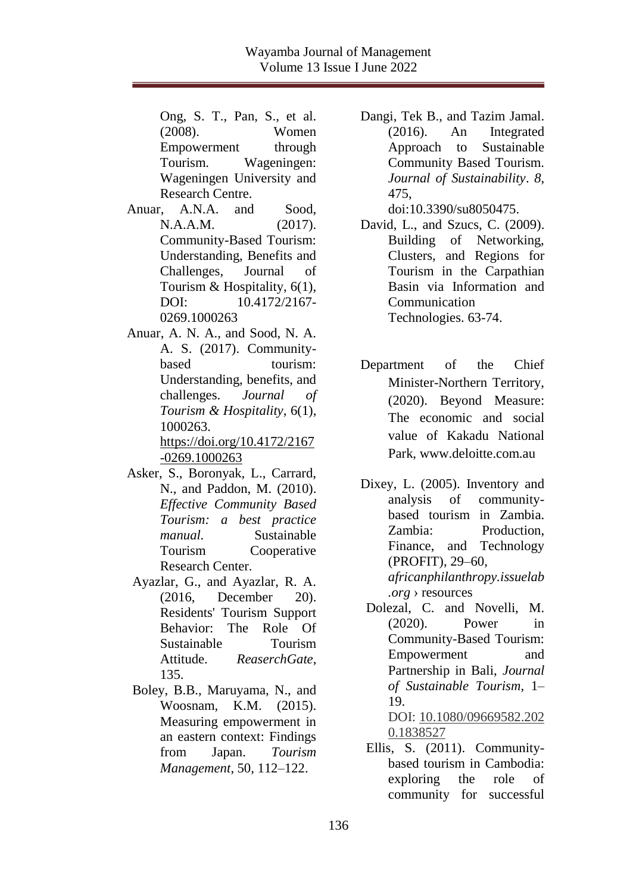Ong, S. T., Pan, S., et al. (2008). Women Empowerment through Tourism. Wageningen: Wageningen University and Research Centre.

Anuar, A.N.A. and Sood, N.A.A.M. (2017). Community-Based Tourism: Understanding, Benefits and Challenges, Journal of Tourism & Hospitality, 6(1), DOI: 10.4172/2167-0269.1000263

Anuar, A. N. A., and Sood, N. A. A. S. (2017). Community-based tourism: Understanding, benefits, and challenges. *Journal of Tourism & Hospitality*, 6(1), 1000263. https://doi.org/10.4172/2167-0269.1000263

Asker, S., Boronyak, L., Carrard, N., and Paddon, M. (2010). *Effective Community Based Tourism: a best practice manual.* Sustainable Tourism Cooperative Research Center.

Ayazlar, G., and Ayazlar, R. A. (2016, December 20). Residents' Tourism Support Behavior: The Role Of Sustainable Tourism Attitude. *ReaserchGate*, 135.

Boley, B.B., Maruyama, N., and Woosnam, K.M. (2015). Measuring empowerment in an eastern context: Findings from Japan. *Tourism Management*, 50, 112–122.

Dangi, Tek B., and Tazim Jamal. (2016). An Integrated Approach to Sustainable Community Based Tourism. *Journal of Sustainability*. *8*, 475, doi:10.3390/su8050475.

David, L., and Szucs, C. (2009). Building of Networking, Clusters, and Regions for Tourism in the Carpathian Basin via Information and Communication Technologies. 63-74.

Department of the Chief Minister-Northern Territory, (2020). Beyond Measure: The economic and social value of Kakadu National Park, www.deloitte.com.au

Dixey, L. (2005). Inventory and analysis of community-based tourism in Zambia. Zambia: Production, Finance, and Technology (PROFIT), 29–60, *africanphilanthropy.issuelab.org* › resources

Dolezal, C. and Novelli, M. (2020). Power in Community-Based Tourism: Empowerment and Partnership in Bali, *Journal of Sustainable Tourism*, 1–19. DOI: 10.1080/09669582.2020.1838527

Ellis, S. (2011). Community-based tourism in Cambodia: exploring the role of community for successful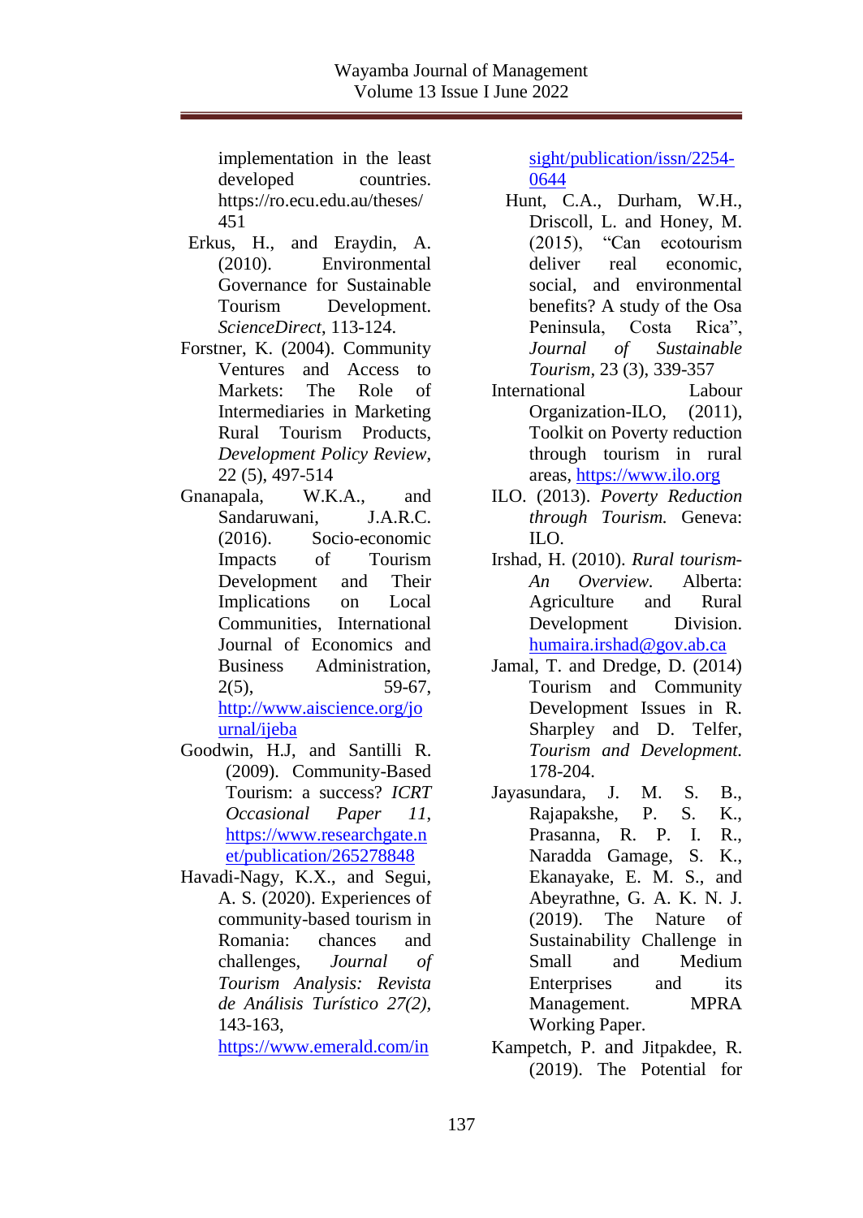implementation in the least developed countries. https://ro.ecu.edu.au/theses/451

Erkus, H., and Eraydin, A. (2010). Environmental Governance for Sustainable Tourism Development. *ScienceDirect*, 113-124.

Forstner, K. (2004). Community Ventures and Access to Markets: The Role of Intermediaries in Marketing Rural Tourism Products, *Development Policy Review*, 22 (5), 497-514

Gnanapala, W.K.A., and Sandaruwani, J.A.R.C. (2016). Socio-economic Impacts of Tourism Development and Their Implications on Local Communities, International Journal of Economics and Business Administration, 2(5), 59-67, http://www.aiscience.org/journal/ijeba

Goodwin, H.J, and Santilli R. (2009). Community-Based Tourism: a success? *ICRT Occasional Paper 11*, https://www.researchgate.net/publication/265278848

Havadi-Nagy, K.X., and Segui, A. S. (2020). Experiences of community-based tourism in Romania: chances and challenges, *Journal of Tourism Analysis: Revista de Análisis Turístico 27(2)*, 143-163, https://www.emerald.com/insight/publication/issn/2254-0644

Hunt, C.A., Durham, W.H., Driscoll, L. and Honey, M. (2015), "Can ecotourism deliver real economic, social, and environmental benefits? A study of the Osa Peninsula, Costa Rica", *Journal of Sustainable Tourism*, 23 (3), 339-357

International Labour Organization-ILO, (2011), Toolkit on Poverty reduction through tourism in rural areas, https://www.ilo.org

ILO. (2013). *Poverty Reduction through Tourism.* Geneva: ILO.

Irshad, H. (2010). *Rural tourism-An Overview.* Alberta: Agriculture and Rural Development Division. humaira.irshad@gov.ab.ca

Jamal, T. and Dredge, D. (2014) Tourism and Community Development Issues in R. Sharpley and D. Telfer, *Tourism and Development.* 178-204.

Jayasundara, J. M. S. B., Rajapakshe, P. S. K., Prasanna, R. P. I. R., Naradda Gamage, S. K., Ekanayake, E. M. S., and Abeyrathne, G. A. K. N. J. (2019). The Nature of Sustainability Challenge in Small and Medium Enterprises and its Management. MPRA Working Paper.

Kampetch, P. and Jitpakdee, R. (2019). The Potential for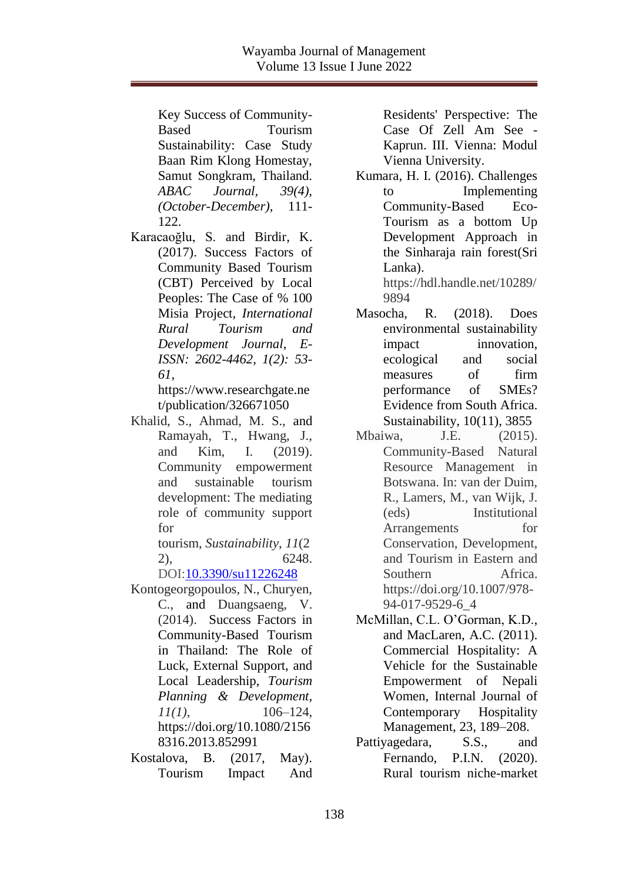Key Success of Community-Based Tourism Sustainability: Case Study Baan Rim Klong Homestay, Samut Songkram, Thailand. *ABAC Journal*, *39(4)*, *(October-December)*, 111-122.

Karacaoğlu, S. and Birdir, K. (2017). Success Factors of Community Based Tourism (CBT) Perceived by Local Peoples: The Case of % 100 Misia Project, *International Rural Tourism and Development Journal*, *E-ISSN: 2602-4462, 1(2): 53-61,* https://www.researchgate.net/publication/326671050

Khalid, S., Ahmad, M. S., and Ramayah, T., Hwang, J., and Kim, I. (2019). Community empowerment and sustainable tourism development: The mediating role of community support for tourism, *Sustainability*, *11*(22), 6248. DOI:10.3390/su11226248

Kontogeorgopoulos, N., Churyen, C., and Duangsaeng, V. (2014). Success Factors in Community-Based Tourism in Thailand: The Role of Luck, External Support, and Local Leadership, *Tourism Planning & Development*, *11(1)*, 106–124, https://doi.org/10.1080/21568316.2013.852991

Kostalova, B. (2017, May). Tourism Impact And Residents' Perspective: The Case Of Zell Am See - Kaprun. III. Vienna: Modul Vienna University.

Kumara, H. I. (2016). Challenges to Implementing Community-Based Eco-Tourism as a bottom Up Development Approach in the Sinharaja rain forest(Sri Lanka). https://hdl.handle.net/10289/9894

Masocha, R. (2018). Does environmental sustainability impact innovation, ecological and social measures of firm performance of SMEs? Evidence from South Africa. Sustainability, 10(11), 3855

Mbaiwa, J.E. (2015). Community-Based Natural Resource Management in Botswana. In: van der Duim, R., Lamers, M., van Wijk, J. (eds) Institutional Arrangements for Conservation, Development, and Tourism in Eastern and Southern Africa. https://doi.org/10.1007/978-94-017-9529-6_4

McMillan, C.L. O'Gorman, K.D., and MacLaren, A.C. (2011). Commercial Hospitality: A Vehicle for the Sustainable Empowerment of Nepali Women, Internal Journal of Contemporary Hospitality Management, 23, 189–208.

Pattiyagedara, S.S., and Fernando, P.I.N. (2020). Rural tourism niche-market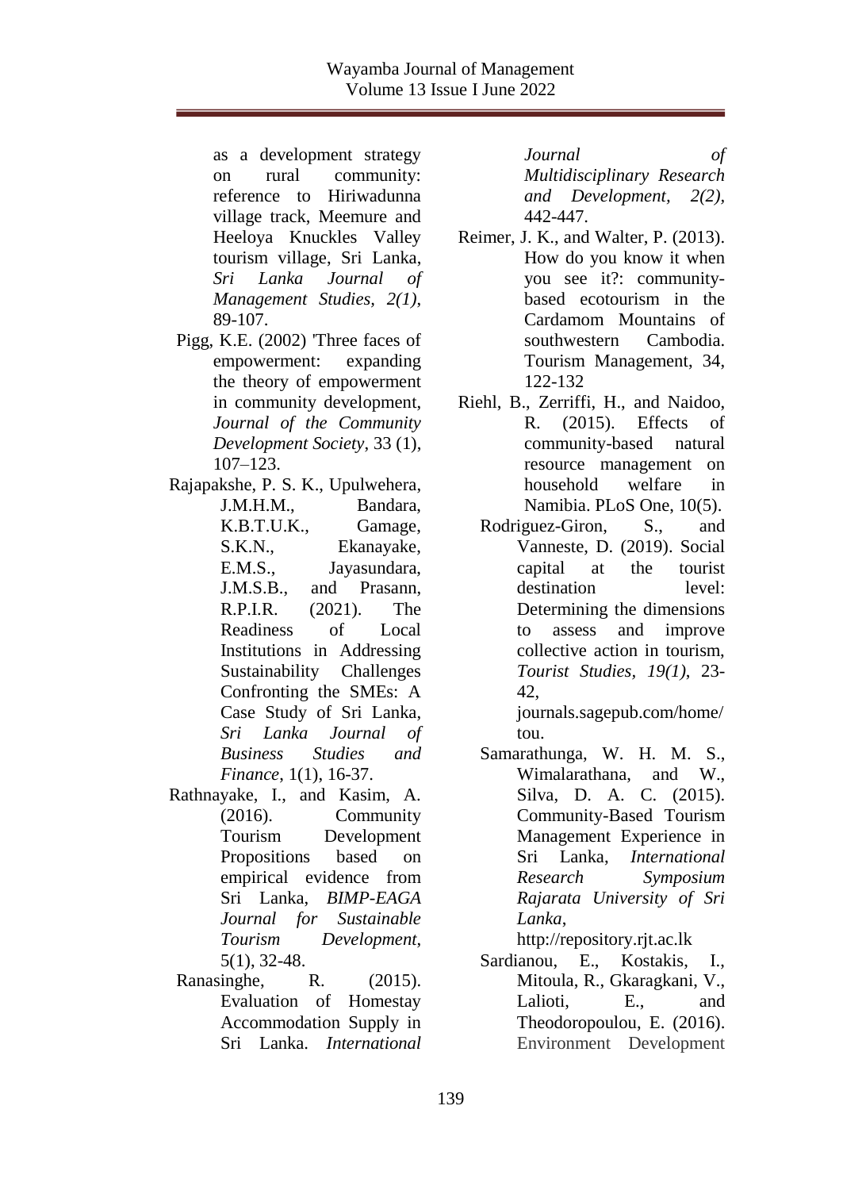as a development strategy on rural community: reference to Hiriwadunna village track, Meemure and Heeloya Knuckles Valley tourism village, Sri Lanka, *Sri Lanka Journal of Management Studies, 2(1)*, 89-107.

Pigg, K.E. (2002) 'Three faces of empowerment: expanding the theory of empowerment in community development, *Journal of the Community Development Society*, 33 (1), 107–123.

Rajapakshe, P. S. K., Upulwehera, J.M.H.M., Bandara, K.B.T.U.K., Gamage, S.K.N., Ekanayake, E.M.S., Jayasundara, J.M.S.B., and Prasann, R.P.I.R. (2021). The Readiness of Local Institutions in Addressing Sustainability Challenges Confronting the SMEs: A Case Study of Sri Lanka, *Sri Lanka Journal of Business Studies and Finance*, 1(1), 16-37.

Rathnayake, I., and Kasim, A. (2016). Community Tourism Development Propositions based on empirical evidence from Sri Lanka, *BIMP-EAGA Journal for Sustainable Tourism Development*, 5(1), 32-48.

Ranasinghe, R. (2015). Evaluation of Homestay Accommodation Supply in Sri Lanka. *International Journal of Multidisciplinary Research and Development, 2(2)*, 442-447.

Reimer, J. K., and Walter, P. (2013). How do you know it when you see it?: community-based ecotourism in the Cardamom Mountains of southwestern Cambodia. Tourism Management, 34, 122-132

Riehl, B., Zerriffi, H., and Naidoo, R. (2015). Effects of community-based natural resource management on household welfare in Namibia. PLoS One, 10(5).

Rodriguez-Giron, S., and Vanneste, D. (2019). Social capital at the tourist destination level: Determining the dimensions to assess and improve collective action in tourism, *Tourist Studies, 19(1)*, 23-42, journals.sagepub.com/home/tou.

Samarathunga, W. H. M. S., Wimalarathana, and W., Silva, D. A. C. (2015). Community-Based Tourism Management Experience in Sri Lanka, *International Research Symposium Rajarata University of Sri Lanka*, http://repository.rjt.ac.lk

Sardianou, E., Kostakis, I., Mitoula, R., Gkaragkani, V., Lalioti, E., and Theodoropoulou, E. (2016). Environment Development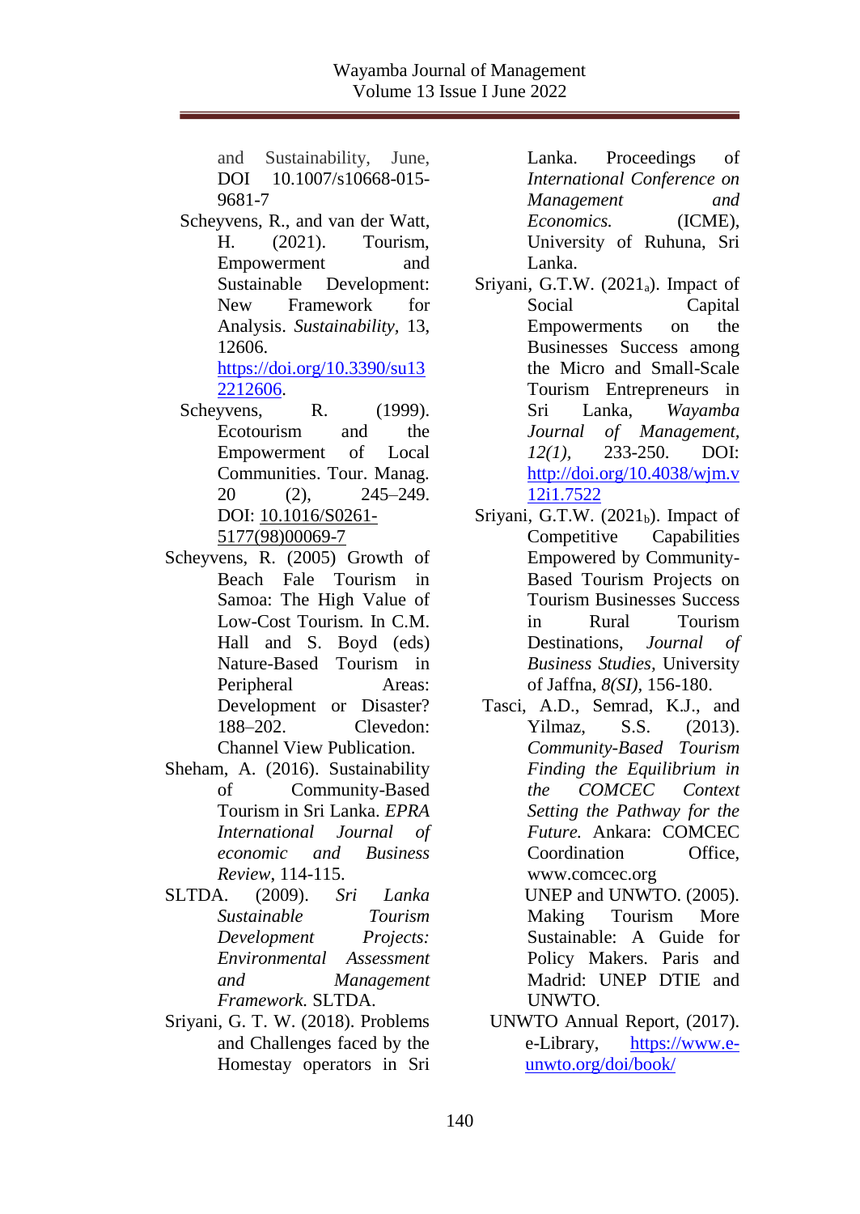and Sustainability, June, DOI 10.1007/s10668-015-9681-7

Scheyvens, R., and van der Watt, H. (2021). Tourism, Empowerment and Sustainable Development: New Framework for Analysis. *Sustainability*, 13, 12606. https://doi.org/10.3390/su132212606.

Scheyvens, R. (1999). Ecotourism and the Empowerment of Local Communities. Tour. Manag. 20 (2), 245–249. DOI: 10.1016/S0261-5177(98)00069-7

Scheyvens, R. (2005) Growth of Beach Fale Tourism in Samoa: The High Value of Low-Cost Tourism. In C.M. Hall and S. Boyd (eds) Nature-Based Tourism in Peripheral Areas: Development or Disaster? 188–202. Clevedon: Channel View Publication.

Sheham, A. (2016). Sustainability of Community-Based Tourism in Sri Lanka. *EPRA International Journal of economic and Business Review*, 114-115.

SLTDA. (2009). *Sri Lanka Sustainable Tourism Development Projects: Environmental Assessment and Management Framework.* SLTDA.

Sriyani, G. T. W. (2018). Problems and Challenges faced by the Homestay operators in Sri Lanka. Proceedings of *International Conference on Management and Economics.* (ICME), University of Ruhuna, Sri Lanka.

Sriyani, G.T.W. ($2021_a$). Impact of Social Capital Empowerments on the Businesses Success among the Micro and Small-Scale Tourism Entrepreneurs in Sri Lanka, *Wayamba Journal of Management, 12(1)*, 233-250. DOI: http://doi.org/10.4038/wjm.v12i1.7522

Sriyani, G.T.W. ($2021_b$). Impact of Competitive Capabilities Empowered by Community-Based Tourism Projects on Tourism Businesses Success in Rural Tourism Destinations, *Journal of Business Studies*, University of Jaffna, *8(SI)*, 156-180.

Tasci, A.D., Semrad, K.J., and Yilmaz, S.S. (2013). *Community-Based Tourism Finding the Equilibrium in the COMCEC Context Setting the Pathway for the Future.* Ankara: COMCEC Coordination Office, www.comcec.org

UNEP and UNWTO. (2005). Making Tourism More Sustainable: A Guide for Policy Makers. Paris and Madrid: UNEP DTIE and UNWTO.

UNWTO Annual Report, (2017). e-Library, https://www.e-unwto.org/doi/book/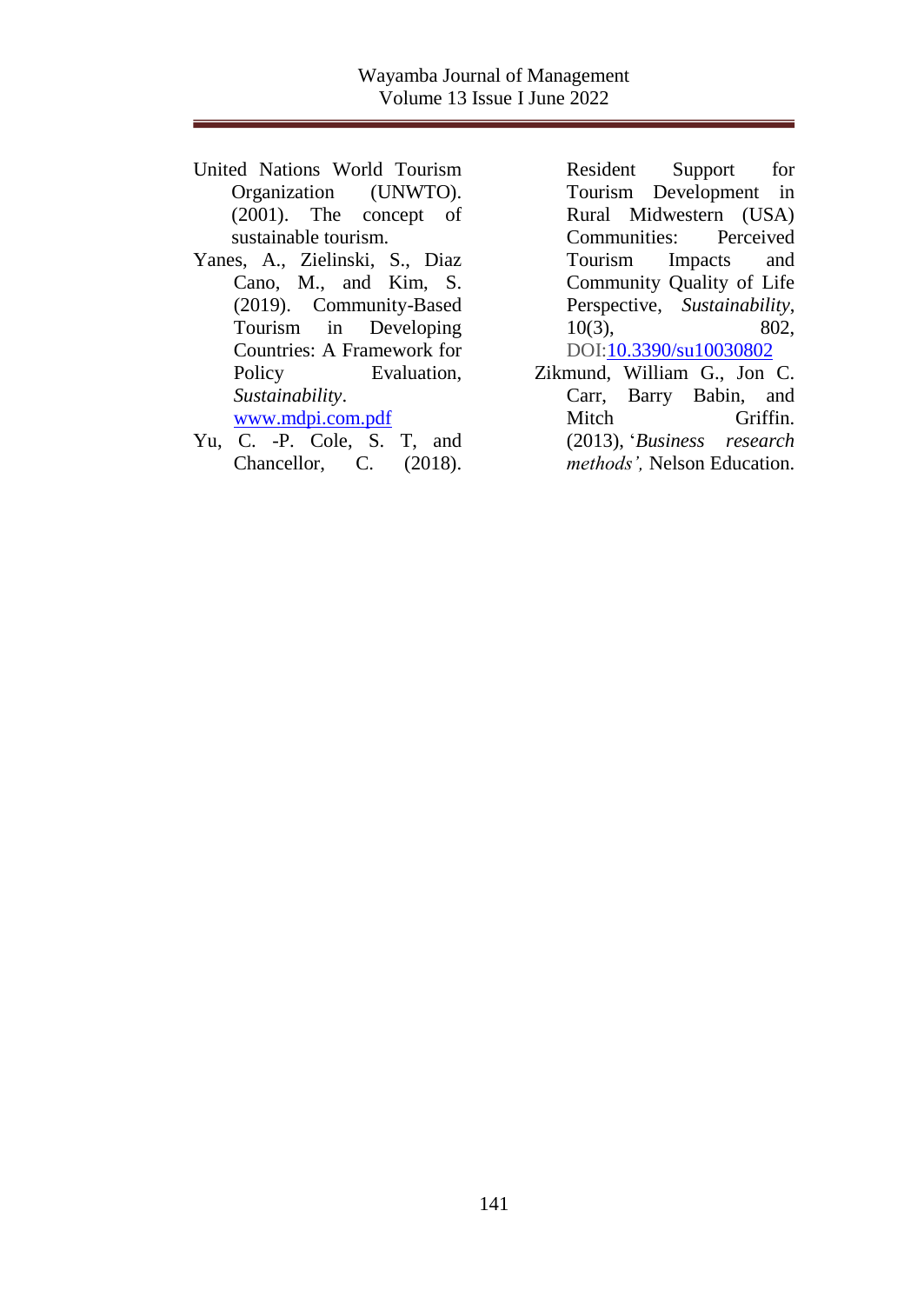United Nations World Tourism Organization (UNWTO). (2001). The concept of sustainable tourism.

Yanes, A., Zielinski, S., Diaz Cano, M., and Kim, S. (2019). Community-Based Tourism in Developing Countries: A Framework for Policy Evaluation, *Sustainability*. [www.mdpi.com.pdf](www.mdpi.com.pdf)

Yu, C. -P. Cole, S. T, and Chancellor, C. (2018). Resident Support for Tourism Development in Rural Midwestern (USA) Communities: Perceived Tourism Impacts and Community Quality of Life Perspective, *Sustainability*, 10(3), 802, DOI:[10.3390/su10030802](10.3390/su10030802)

Zikmund, William G., Jon C. Carr, Barry Babin, and Mitch Griffin. (2013), '*Business research methods',* Nelson Education.